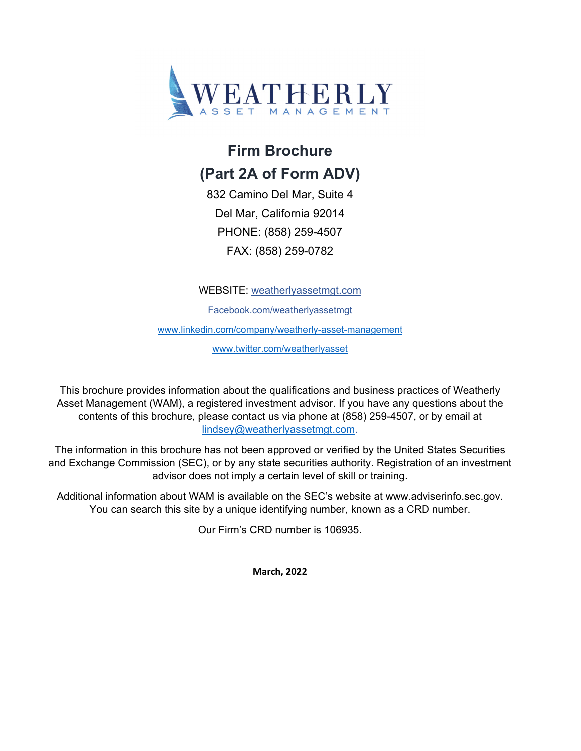# WEATHERLY

ASSET MANAGEMENT

## Firm Brochure

## (Part 2A of Form ADV)

832 Camino Del Mar, Suite 4

Del Mar, California 92014

PHONE: (858) 259-4507

FAX: (858) 259-0782

WEBSITE: weatherlyassetmgt.com

Facebook.com/weatherlyassetmgt

www.linkedin.com/company/weatherly-asset-management

www.twitter.com/weatherlyasset

This brochure provides information about the qualifications and business practices of Weatherly Asset Management (WAM), a registered investment advisor. If you have any questions about the contents of this brochure, please contact us via phone at (858) 259-4507, or by email at lindsey@weatherlyassetmgt.com.

The information in this brochure has not been approved or verified by the United States Securities and Exchange Commission (SEC), or by any state securities authority. Registration of an investment advisor does not imply a certain level of skill or training.

Additional information about WAM is available on the SEC's website at www.adviserinfo.sec.gov. You can search this site by a unique identifying number, known as a CRD number.

Our Firm's CRD number is 106935.

**March, 2022**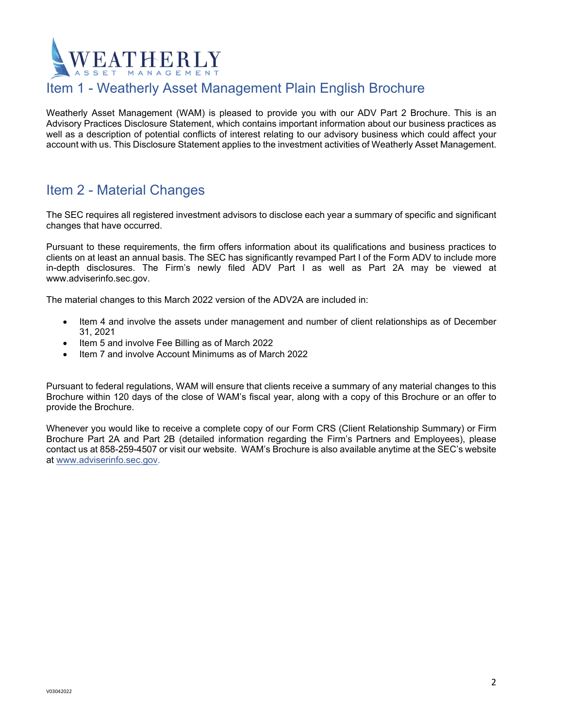# Item 1 - Weatherly Asset Management Plain English Brochure

Weatherly Asset Management (WAM) is pleased to provide you with our ADV Part 2 Brochure. This is an Advisory Practices Disclosure Statement, which contains important information about our business practices as well as a description of potential conflicts of interest relating to our advisory business which could affect your account with us. This Disclosure Statement applies to the investment activities of Weatherly Asset Management.

# Item 2 - Material Changes

The SEC requires all registered investment advisors to disclose each year a summary of specific and significant changes that have occurred.

Pursuant to these requirements, the firm offers information about its qualifications and business practices to clients on at least an annual basis. The SEC has significantly revamped Part I of the Form ADV to include more in-depth disclosures. The Firm's newly filed ADV Part I as well as Part 2A may be viewed at www.adviserinfo.sec.gov.

The material changes to this March 2022 version of the ADV2A are included in:

- Item 4 and involve the assets under management and number of client relationships as of December 31, 2021
- Item 5 and involve Fee Billing as of March 2022
- Item 7 and involve Account Minimums as of March 2022

Pursuant to federal regulations, WAM will ensure that clients receive a summary of any material changes to this Brochure within 120 days of the close of WAM's fiscal year, along with a copy of this Brochure or an offer to provide the Brochure.

Whenever you would like to receive a complete copy of our Form CRS (Client Relationship Summary) or Firm Brochure Part 2A and Part 2B (detailed information regarding the Firm's Partners and Employees), please contact us at 858-259-4507 or visit our website. WAM's Brochure is also available anytime at the SEC's website at www.adviserinfo.sec.gov.

V03042022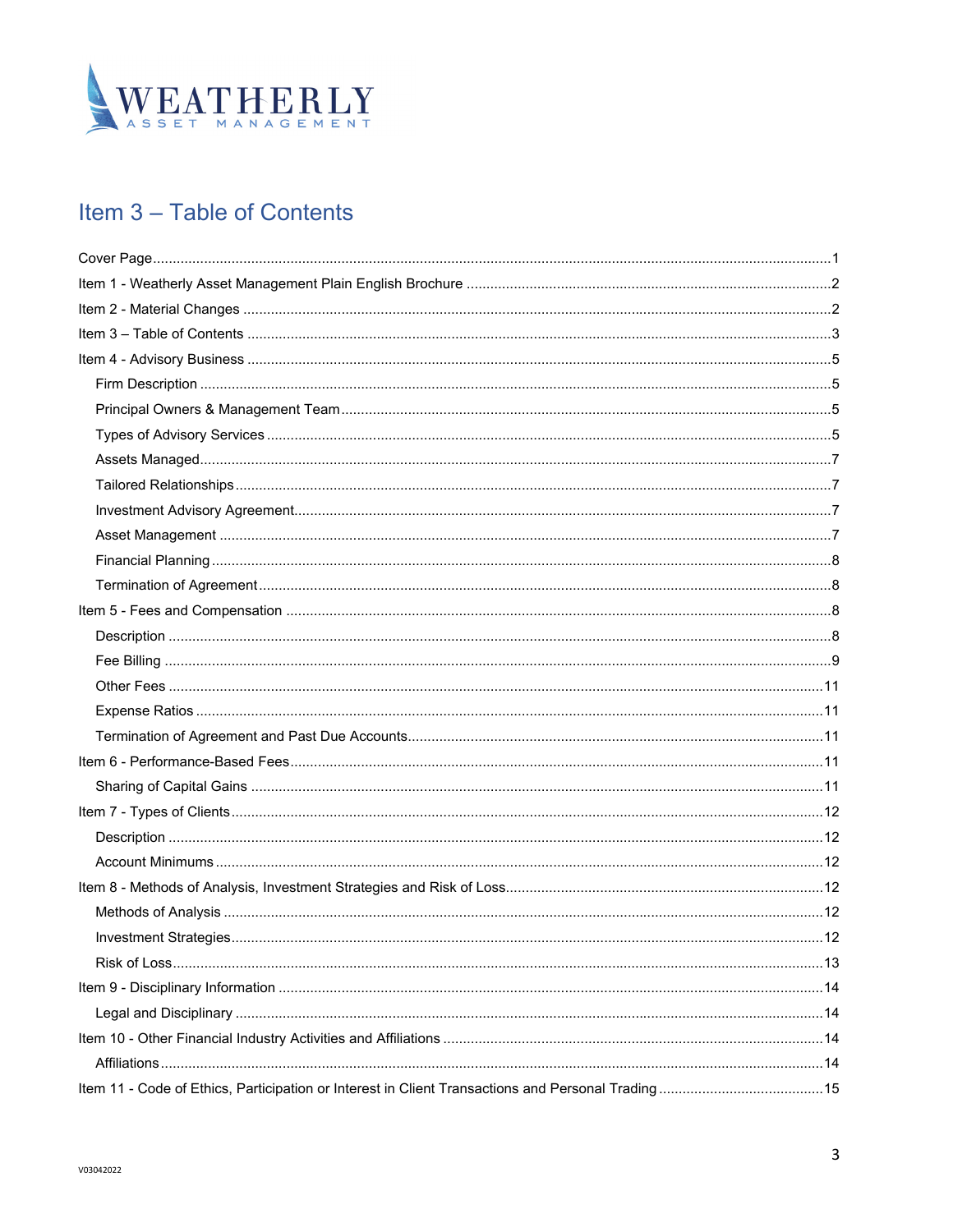WEATHERLY
ASSET MANAGEMENT

# Item 3 – Table of Contents

Cover Page....1
Item 1 - Weatherly Asset Management Plain English Brochure....2
Item 2 - Material Changes....2
Item 3 – Table of Contents....3
Item 4 - Advisory Business....5
- Firm Description....5
- Principal Owners & Management Team....5
- Types of Advisory Services....5
- Assets Managed....7
- Tailored Relationships....7
- Investment Advisory Agreement....7
- Asset Management....7
- Financial Planning....8
- Termination of Agreement....8

Item 5 - Fees and Compensation....8
- Description....8
- Fee Billing....9
- Other Fees....11
- Expense Ratios....11
- Termination of Agreement and Past Due Accounts....11

Item 6 - Performance-Based Fees....11
- Sharing of Capital Gains....11

Item 7 - Types of Clients....12
- Description....12
- Account Minimums....12

Item 8 - Methods of Analysis, Investment Strategies and Risk of Loss....12
- Methods of Analysis....12
- Investment Strategies....12
- Risk of Loss....13

Item 9 - Disciplinary Information....14
- Legal and Disciplinary....14

Item 10 - Other Financial Industry Activities and Affiliations....14
- Affiliations....14

Item 11 - Code of Ethics, Participation or Interest in Client Transactions and Personal Trading....15

V03042022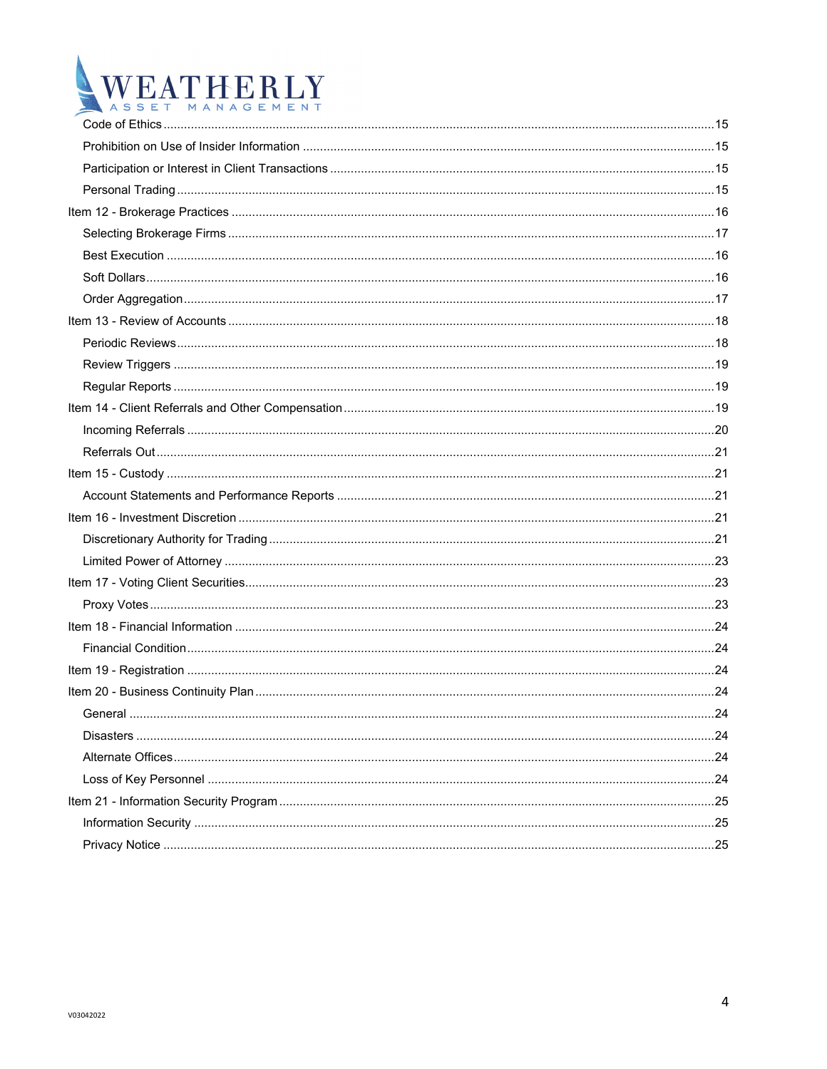Code of Ethics .......... 15

Prohibition on Use of Insider Information .......... 15

Participation or Interest in Client Transactions .......... 15

Personal Trading .......... 15

Item 12 - Brokerage Practices .......... 16

Selecting Brokerage Firms .......... 17

Best Execution .......... 16

Soft Dollars .......... 16

Order Aggregation .......... 17

Item 13 - Review of Accounts .......... 18

Periodic Reviews .......... 18

Review Triggers .......... 19

Regular Reports .......... 19

Item 14 - Client Referrals and Other Compensation .......... 19

Incoming Referrals .......... 20

Referrals Out .......... 21

Item 15 - Custody .......... 21

Account Statements and Performance Reports .......... 21

Item 16 - Investment Discretion .......... 21

Discretionary Authority for Trading .......... 21

Limited Power of Attorney .......... 23

Item 17 - Voting Client Securities .......... 23

Proxy Votes .......... 23

Item 18 - Financial Information .......... 24

Financial Condition .......... 24

Item 19 - Registration .......... 24

Item 20 - Business Continuity Plan .......... 24

General .......... 24

Disasters .......... 24

Alternate Offices .......... 24

Loss of Key Personnel .......... 24

Item 21 - Information Security Program .......... 25

Information Security .......... 25

Privacy Notice .......... 25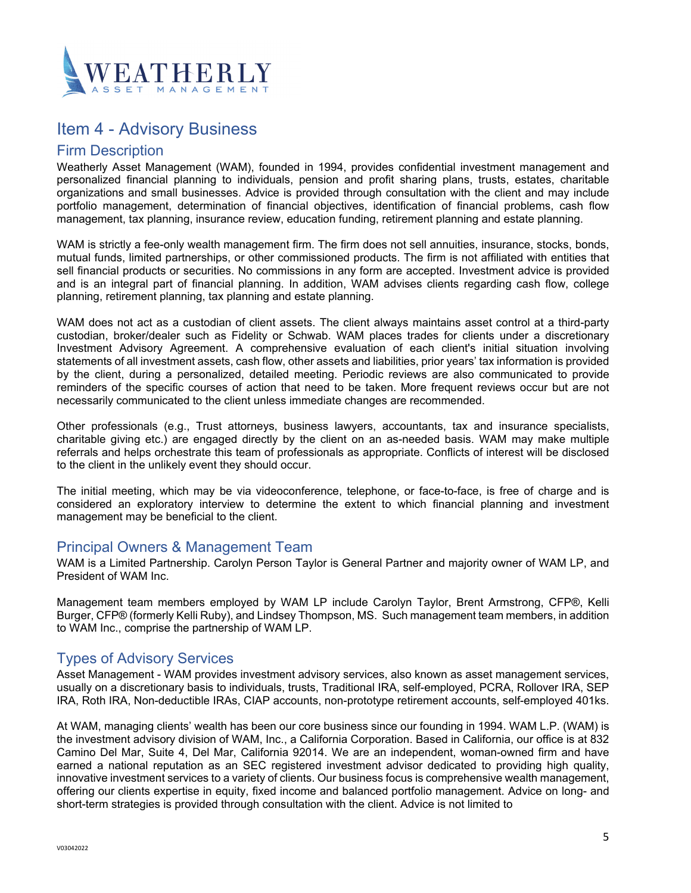## Item 4 - Advisory Business

### Firm Description

Weatherly Asset Management (WAM), founded in 1994, provides confidential investment management and personalized financial planning to individuals, pension and profit sharing plans, trusts, estates, charitable organizations and small businesses. Advice is provided through consultation with the client and may include portfolio management, determination of financial objectives, identification of financial problems, cash flow management, tax planning, insurance review, education funding, retirement planning and estate planning.

WAM is strictly a fee-only wealth management firm. The firm does not sell annuities, insurance, stocks, bonds, mutual funds, limited partnerships, or other commissioned products. The firm is not affiliated with entities that sell financial products or securities. No commissions in any form are accepted. Investment advice is provided and is an integral part of financial planning. In addition, WAM advises clients regarding cash flow, college planning, retirement planning, tax planning and estate planning.

WAM does not act as a custodian of client assets. The client always maintains asset control at a third-party custodian, broker/dealer such as Fidelity or Schwab. WAM places trades for clients under a discretionary Investment Advisory Agreement. A comprehensive evaluation of each client's initial situation involving statements of all investment assets, cash flow, other assets and liabilities, prior years' tax information is provided by the client, during a personalized, detailed meeting. Periodic reviews are also communicated to provide reminders of the specific courses of action that need to be taken. More frequent reviews occur but are not necessarily communicated to the client unless immediate changes are recommended.

Other professionals (e.g., Trust attorneys, business lawyers, accountants, tax and insurance specialists, charitable giving etc.) are engaged directly by the client on an as-needed basis. WAM may make multiple referrals and helps orchestrate this team of professionals as appropriate. Conflicts of interest will be disclosed to the client in the unlikely event they should occur.

The initial meeting, which may be via videoconference, telephone, or face-to-face, is free of charge and is considered an exploratory interview to determine the extent to which financial planning and investment management may be beneficial to the client.

### Principal Owners & Management Team

WAM is a Limited Partnership. Carolyn Person Taylor is General Partner and majority owner of WAM LP, and President of WAM Inc.

Management team members employed by WAM LP include Carolyn Taylor, Brent Armstrong, CFP®, Kelli Burger, CFP® (formerly Kelli Ruby), and Lindsey Thompson, MS. Such management team members, in addition to WAM Inc., comprise the partnership of WAM LP.

### Types of Advisory Services

Asset Management - WAM provides investment advisory services, also known as asset management services, usually on a discretionary basis to individuals, trusts, Traditional IRA, self-employed, PCRA, Rollover IRA, SEP IRA, Roth IRA, Non-deductible IRAs, CIAP accounts, non-prototype retirement accounts, self-employed 401ks.

At WAM, managing clients' wealth has been our core business since our founding in 1994. WAM L.P. (WAM) is the investment advisory division of WAM, Inc., a California Corporation. Based in California, our office is at 832 Camino Del Mar, Suite 4, Del Mar, California 92014. We are an independent, woman-owned firm and have earned a national reputation as an SEC registered investment advisor dedicated to providing high quality, innovative investment services to a variety of clients. Our business focus is comprehensive wealth management, offering our clients expertise in equity, fixed income and balanced portfolio management. Advice on long- and short-term strategies is provided through consultation with the client. Advice is not limited to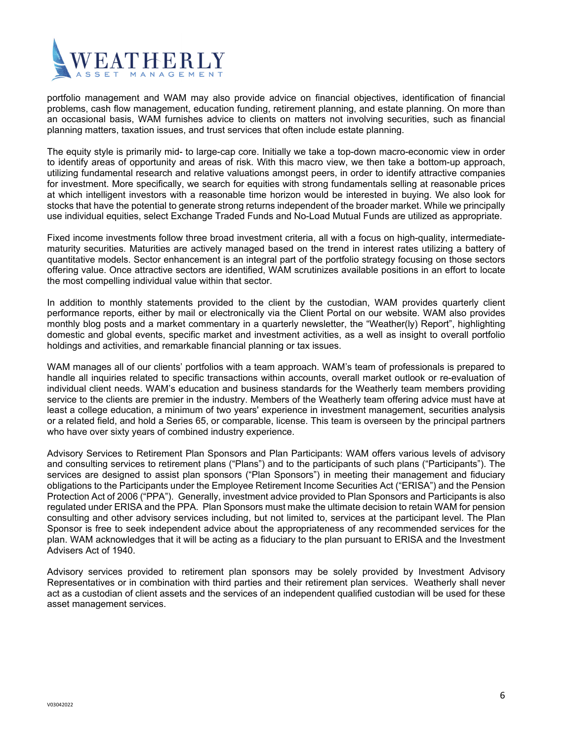portfolio management and WAM may also provide advice on financial objectives, identification of financial problems, cash flow management, education funding, retirement planning, and estate planning. On more than an occasional basis, WAM furnishes advice to clients on matters not involving securities, such as financial planning matters, taxation issues, and trust services that often include estate planning.

The equity style is primarily mid- to large-cap core. Initially we take a top-down macro-economic view in order to identify areas of opportunity and areas of risk. With this macro view, we then take a bottom-up approach, utilizing fundamental research and relative valuations amongst peers, in order to identify attractive companies for investment. More specifically, we search for equities with strong fundamentals selling at reasonable prices at which intelligent investors with a reasonable time horizon would be interested in buying. We also look for stocks that have the potential to generate strong returns independent of the broader market. While we principally use individual equities, select Exchange Traded Funds and No-Load Mutual Funds are utilized as appropriate.

Fixed income investments follow three broad investment criteria, all with a focus on high-quality, intermediate-maturity securities. Maturities are actively managed based on the trend in interest rates utilizing a battery of quantitative models. Sector enhancement is an integral part of the portfolio strategy focusing on those sectors offering value. Once attractive sectors are identified, WAM scrutinizes available positions in an effort to locate the most compelling individual value within that sector.

In addition to monthly statements provided to the client by the custodian, WAM provides quarterly client performance reports, either by mail or electronically via the Client Portal on our website. WAM also provides monthly blog posts and a market commentary in a quarterly newsletter, the "Weather(ly) Report", highlighting domestic and global events, specific market and investment activities, as a well as insight to overall portfolio holdings and activities, and remarkable financial planning or tax issues.

WAM manages all of our clients' portfolios with a team approach. WAM's team of professionals is prepared to handle all inquiries related to specific transactions within accounts, overall market outlook or re-evaluation of individual client needs. WAM's education and business standards for the Weatherly team members providing service to the clients are premier in the industry. Members of the Weatherly team offering advice must have at least a college education, a minimum of two years' experience in investment management, securities analysis or a related field, and hold a Series 65, or comparable, license. This team is overseen by the principal partners who have over sixty years of combined industry experience.

Advisory Services to Retirement Plan Sponsors and Plan Participants: WAM offers various levels of advisory and consulting services to retirement plans ("Plans") and to the participants of such plans ("Participants"). The services are designed to assist plan sponsors ("Plan Sponsors") in meeting their management and fiduciary obligations to the Participants under the Employee Retirement Income Securities Act ("ERISA") and the Pension Protection Act of 2006 ("PPA"). Generally, investment advice provided to Plan Sponsors and Participants is also regulated under ERISA and the PPA. Plan Sponsors must make the ultimate decision to retain WAM for pension consulting and other advisory services including, but not limited to, services at the participant level. The Plan Sponsor is free to seek independent advice about the appropriateness of any recommended services for the plan. WAM acknowledges that it will be acting as a fiduciary to the plan pursuant to ERISA and the Investment Advisers Act of 1940.

Advisory services provided to retirement plan sponsors may be solely provided by Investment Advisory Representatives or in combination with third parties and their retirement plan services. Weatherly shall never act as a custodian of client assets and the services of an independent qualified custodian will be used for these asset management services.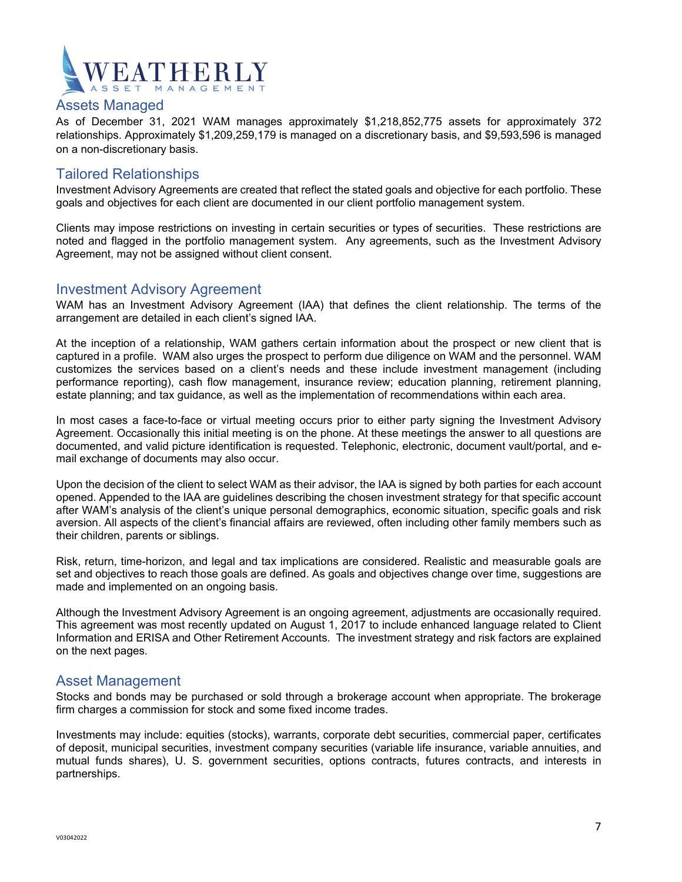## Assets Managed

As of December 31, 2021 WAM manages approximately $1,218,852,775 assets for approximately 372 relationships. Approximately $1,209,259,179 is managed on a discretionary basis, and $9,593,596 is managed on a non-discretionary basis.

## Tailored Relationships

Investment Advisory Agreements are created that reflect the stated goals and objective for each portfolio. These goals and objectives for each client are documented in our client portfolio management system.

Clients may impose restrictions on investing in certain securities or types of securities. These restrictions are noted and flagged in the portfolio management system. Any agreements, such as the Investment Advisory Agreement, may not be assigned without client consent.

## Investment Advisory Agreement

WAM has an Investment Advisory Agreement (IAA) that defines the client relationship. The terms of the arrangement are detailed in each client's signed IAA.

At the inception of a relationship, WAM gathers certain information about the prospect or new client that is captured in a profile. WAM also urges the prospect to perform due diligence on WAM and the personnel. WAM customizes the services based on a client's needs and these include investment management (including performance reporting), cash flow management, insurance review; education planning, retirement planning, estate planning; and tax guidance, as well as the implementation of recommendations within each area.

In most cases a face-to-face or virtual meeting occurs prior to either party signing the Investment Advisory Agreement. Occasionally this initial meeting is on the phone. At these meetings the answer to all questions are documented, and valid picture identification is requested. Telephonic, electronic, document vault/portal, and e-mail exchange of documents may also occur.

Upon the decision of the client to select WAM as their advisor, the IAA is signed by both parties for each account opened. Appended to the IAA are guidelines describing the chosen investment strategy for that specific account after WAM's analysis of the client's unique personal demographics, economic situation, specific goals and risk aversion. All aspects of the client's financial affairs are reviewed, often including other family members such as their children, parents or siblings.

Risk, return, time-horizon, and legal and tax implications are considered. Realistic and measurable goals are set and objectives to reach those goals are defined. As goals and objectives change over time, suggestions are made and implemented on an ongoing basis.

Although the Investment Advisory Agreement is an ongoing agreement, adjustments are occasionally required. This agreement was most recently updated on August 1, 2017 to include enhanced language related to Client Information and ERISA and Other Retirement Accounts. The investment strategy and risk factors are explained on the next pages.

## Asset Management

Stocks and bonds may be purchased or sold through a brokerage account when appropriate. The brokerage firm charges a commission for stock and some fixed income trades.

Investments may include: equities (stocks), warrants, corporate debt securities, commercial paper, certificates of deposit, municipal securities, investment company securities (variable life insurance, variable annuities, and mutual funds shares), U. S. government securities, options contracts, futures contracts, and interests in partnerships.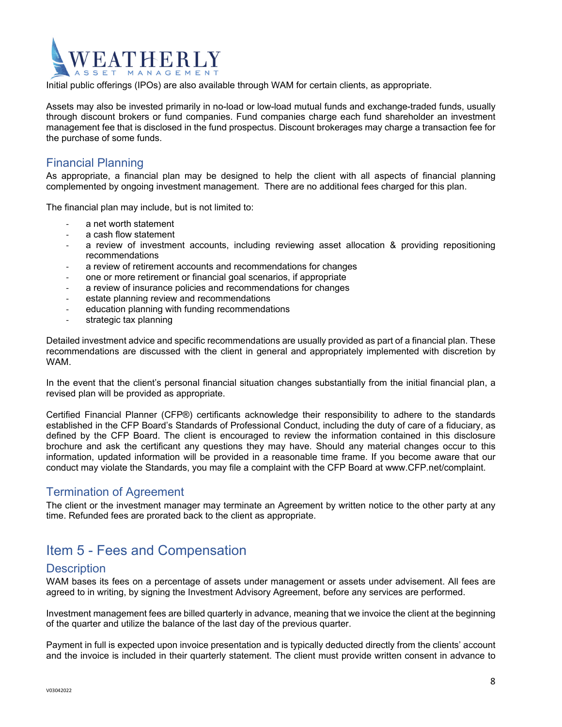Initial public offerings (IPOs) are also available through WAM for certain clients, as appropriate.

Assets may also be invested primarily in no-load or low-load mutual funds and exchange-traded funds, usually through discount brokers or fund companies. Fund companies charge each fund shareholder an investment management fee that is disclosed in the fund prospectus. Discount brokerages may charge a transaction fee for the purchase of some funds.

## Financial Planning

As appropriate, a financial plan may be designed to help the client with all aspects of financial planning complemented by ongoing investment management. There are no additional fees charged for this plan.

The financial plan may include, but is not limited to:

- a net worth statement
- a cash flow statement
- a review of investment accounts, including reviewing asset allocation & providing repositioning recommendations
- a review of retirement accounts and recommendations for changes
- one or more retirement or financial goal scenarios, if appropriate
- a review of insurance policies and recommendations for changes
- estate planning review and recommendations
- education planning with funding recommendations
- strategic tax planning

Detailed investment advice and specific recommendations are usually provided as part of a financial plan. These recommendations are discussed with the client in general and appropriately implemented with discretion by WAM.

In the event that the client's personal financial situation changes substantially from the initial financial plan, a revised plan will be provided as appropriate.

Certified Financial Planner (CFP®) certificants acknowledge their responsibility to adhere to the standards established in the CFP Board's Standards of Professional Conduct, including the duty of care of a fiduciary, as defined by the CFP Board. The client is encouraged to review the information contained in this disclosure brochure and ask the certificant any questions they may have. Should any material changes occur to this information, updated information will be provided in a reasonable time frame. If you become aware that our conduct may violate the Standards, you may file a complaint with the CFP Board at www.CFP.net/complaint.

## Termination of Agreement

The client or the investment manager may terminate an Agreement by written notice to the other party at any time. Refunded fees are prorated back to the client as appropriate.

# Item 5 - Fees and Compensation

## Description

WAM bases its fees on a percentage of assets under management or assets under advisement. All fees are agreed to in writing, by signing the Investment Advisory Agreement, before any services are performed.

Investment management fees are billed quarterly in advance, meaning that we invoice the client at the beginning of the quarter and utilize the balance of the last day of the previous quarter.

Payment in full is expected upon invoice presentation and is typically deducted directly from the clients' account and the invoice is included in their quarterly statement. The client must provide written consent in advance to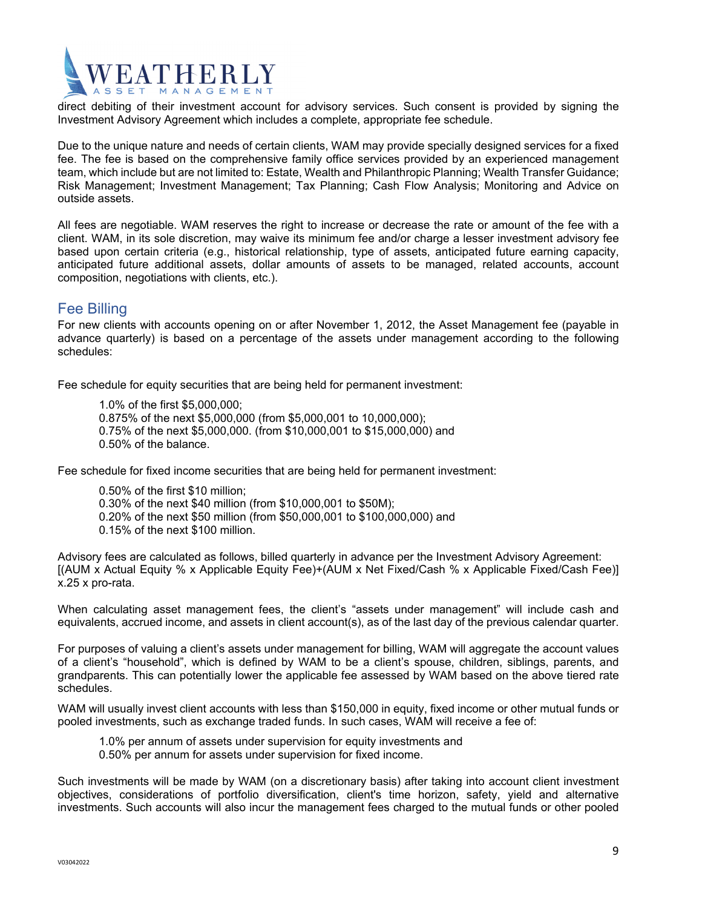direct debiting of their investment account for advisory services. Such consent is provided by signing the Investment Advisory Agreement which includes a complete, appropriate fee schedule.

Due to the unique nature and needs of certain clients, WAM may provide specially designed services for a fixed fee. The fee is based on the comprehensive family office services provided by an experienced management team, which include but are not limited to: Estate, Wealth and Philanthropic Planning; Wealth Transfer Guidance; Risk Management; Investment Management; Tax Planning; Cash Flow Analysis; Monitoring and Advice on outside assets.

All fees are negotiable. WAM reserves the right to increase or decrease the rate or amount of the fee with a client. WAM, in its sole discretion, may waive its minimum fee and/or charge a lesser investment advisory fee based upon certain criteria (e.g., historical relationship, type of assets, anticipated future earning capacity, anticipated future additional assets, dollar amounts of assets to be managed, related accounts, account composition, negotiations with clients, etc.).

## Fee Billing

For new clients with accounts opening on or after November 1, 2012, the Asset Management fee (payable in advance quarterly) is based on a percentage of the assets under management according to the following schedules:

Fee schedule for equity securities that are being held for permanent investment:

> 1.0% of the first $5,000,000;
> 0.875% of the next $5,000,000 (from $5,000,001 to 10,000,000);
> 0.75% of the next $5,000,000. (from $10,000,001 to $15,000,000) and
> 0.50% of the balance.

Fee schedule for fixed income securities that are being held for permanent investment:

> 0.50% of the first $10 million;
> 0.30% of the next $40 million (from $10,000,001 to $50M);
> 0.20% of the next $50 million (from $50,000,001 to $100,000,000) and
> 0.15% of the next $100 million.

Advisory fees are calculated as follows, billed quarterly in advance per the Investment Advisory Agreement:
[(AUM x Actual Equity % x Applicable Equity Fee)+(AUM x Net Fixed/Cash % x Applicable Fixed/Cash Fee)] x.25 x pro-rata.

When calculating asset management fees, the client's "assets under management" will include cash and equivalents, accrued income, and assets in client account(s), as of the last day of the previous calendar quarter.

For purposes of valuing a client's assets under management for billing, WAM will aggregate the account values of a client's "household", which is defined by WAM to be a client's spouse, children, siblings, parents, and grandparents. This can potentially lower the applicable fee assessed by WAM based on the above tiered rate schedules.

WAM will usually invest client accounts with less than $150,000 in equity, fixed income or other mutual funds or pooled investments, such as exchange traded funds. In such cases, WAM will receive a fee of:

> 1.0% per annum of assets under supervision for equity investments and
> 0.50% per annum for assets under supervision for fixed income.

Such investments will be made by WAM (on a discretionary basis) after taking into account client investment objectives, considerations of portfolio diversification, client's time horizon, safety, yield and alternative investments. Such accounts will also incur the management fees charged to the mutual funds or other pooled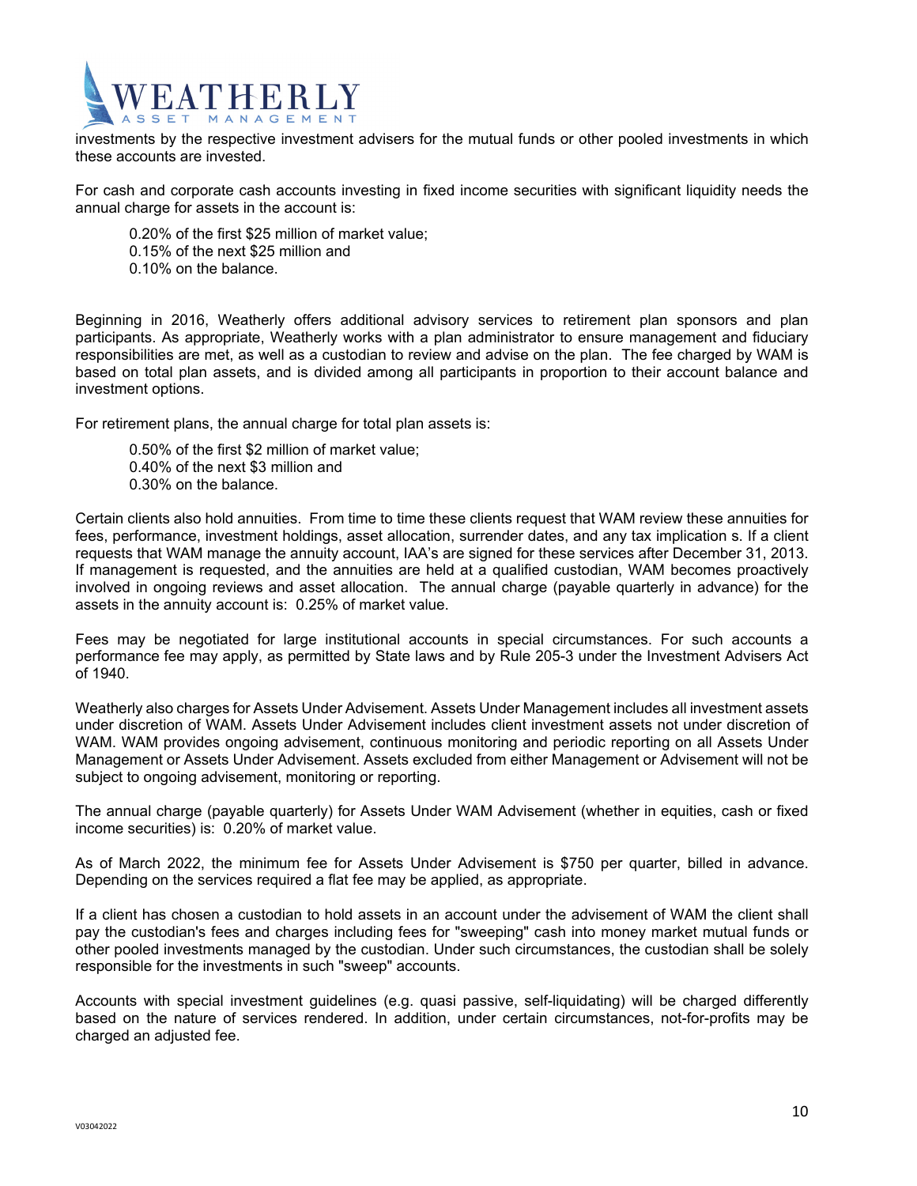investments by the respective investment advisers for the mutual funds or other pooled investments in which these accounts are invested.

For cash and corporate cash accounts investing in fixed income securities with significant liquidity needs the annual charge for assets in the account is:

> 0.20% of the first $25 million of market value;
> 0.15% of the next $25 million and
> 0.10% on the balance.

Beginning in 2016, Weatherly offers additional advisory services to retirement plan sponsors and plan participants. As appropriate, Weatherly works with a plan administrator to ensure management and fiduciary responsibilities are met, as well as a custodian to review and advise on the plan. The fee charged by WAM is based on total plan assets, and is divided among all participants in proportion to their account balance and investment options.

For retirement plans, the annual charge for total plan assets is:

> 0.50% of the first $2 million of market value;
> 0.40% of the next $3 million and
> 0.30% on the balance.

Certain clients also hold annuities. From time to time these clients request that WAM review these annuities for fees, performance, investment holdings, asset allocation, surrender dates, and any tax implication s. If a client requests that WAM manage the annuity account, IAA's are signed for these services after December 31, 2013. If management is requested, and the annuities are held at a qualified custodian, WAM becomes proactively involved in ongoing reviews and asset allocation. The annual charge (payable quarterly in advance) for the assets in the annuity account is: 0.25% of market value.

Fees may be negotiated for large institutional accounts in special circumstances. For such accounts a performance fee may apply, as permitted by State laws and by Rule 205-3 under the Investment Advisers Act of 1940.

Weatherly also charges for Assets Under Advisement. Assets Under Management includes all investment assets under discretion of WAM. Assets Under Advisement includes client investment assets not under discretion of WAM. WAM provides ongoing advisement, continuous monitoring and periodic reporting on all Assets Under Management or Assets Under Advisement. Assets excluded from either Management or Advisement will not be subject to ongoing advisement, monitoring or reporting.

The annual charge (payable quarterly) for Assets Under WAM Advisement (whether in equities, cash or fixed income securities) is: 0.20% of market value.

As of March 2022, the minimum fee for Assets Under Advisement is $750 per quarter, billed in advance. Depending on the services required a flat fee may be applied, as appropriate.

If a client has chosen a custodian to hold assets in an account under the advisement of WAM the client shall pay the custodian's fees and charges including fees for "sweeping" cash into money market mutual funds or other pooled investments managed by the custodian. Under such circumstances, the custodian shall be solely responsible for the investments in such "sweep" accounts.

Accounts with special investment guidelines (e.g. quasi passive, self-liquidating) will be charged differently based on the nature of services rendered. In addition, under certain circumstances, not-for-profits may be charged an adjusted fee.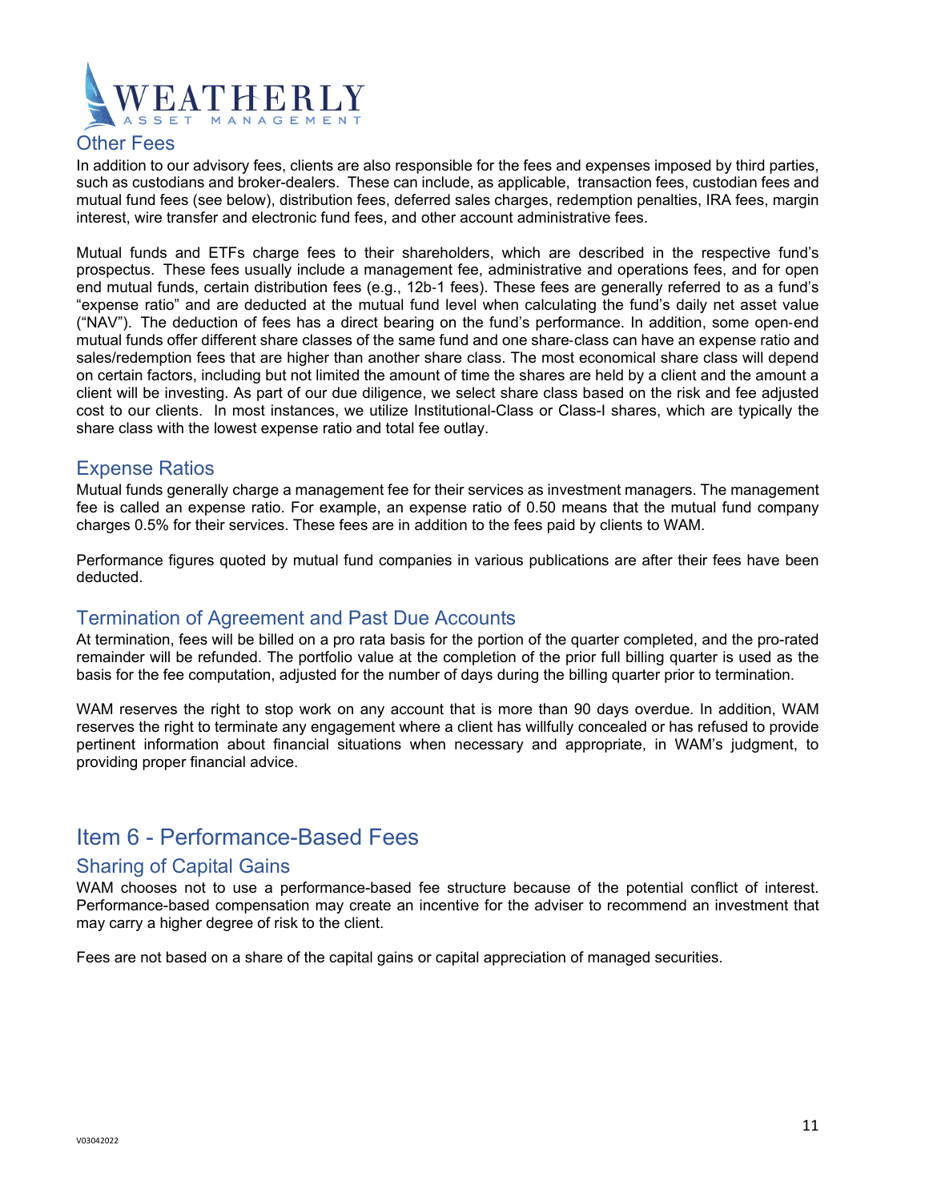## Other Fees

In addition to our advisory fees, clients are also responsible for the fees and expenses imposed by third parties, such as custodians and broker-dealers. These can include, as applicable, transaction fees, custodian fees and mutual fund fees (see below), distribution fees, deferred sales charges, redemption penalties, IRA fees, margin interest, wire transfer and electronic fund fees, and other account administrative fees.

Mutual funds and ETFs charge fees to their shareholders, which are described in the respective fund's prospectus. These fees usually include a management fee, administrative and operations fees, and for open end mutual funds, certain distribution fees (e.g., 12b-1 fees). These fees are generally referred to as a fund's "expense ratio" and are deducted at the mutual fund level when calculating the fund's daily net asset value ("NAV"). The deduction of fees has a direct bearing on the fund's performance. In addition, some open-end mutual funds offer different share classes of the same fund and one share-class can have an expense ratio and sales/redemption fees that are higher than another share class. The most economical share class will depend on certain factors, including but not limited the amount of time the shares are held by a client and the amount a client will be investing. As part of our due diligence, we select share class based on the risk and fee adjusted cost to our clients. In most instances, we utilize Institutional-Class or Class-I shares, which are typically the share class with the lowest expense ratio and total fee outlay.

## Expense Ratios

Mutual funds generally charge a management fee for their services as investment managers. The management fee is called an expense ratio. For example, an expense ratio of 0.50 means that the mutual fund company charges 0.5% for their services. These fees are in addition to the fees paid by clients to WAM.

Performance figures quoted by mutual fund companies in various publications are after their fees have been deducted.

## Termination of Agreement and Past Due Accounts

At termination, fees will be billed on a pro rata basis for the portion of the quarter completed, and the pro-rated remainder will be refunded. The portfolio value at the completion of the prior full billing quarter is used as the basis for the fee computation, adjusted for the number of days during the billing quarter prior to termination.

WAM reserves the right to stop work on any account that is more than 90 days overdue. In addition, WAM reserves the right to terminate any engagement where a client has willfully concealed or has refused to provide pertinent information about financial situations when necessary and appropriate, in WAM's judgment, to providing proper financial advice.

# Item 6 - Performance-Based Fees

## Sharing of Capital Gains

WAM chooses not to use a performance-based fee structure because of the potential conflict of interest. Performance-based compensation may create an incentive for the adviser to recommend an investment that may carry a higher degree of risk to the client.

Fees are not based on a share of the capital gains or capital appreciation of managed securities.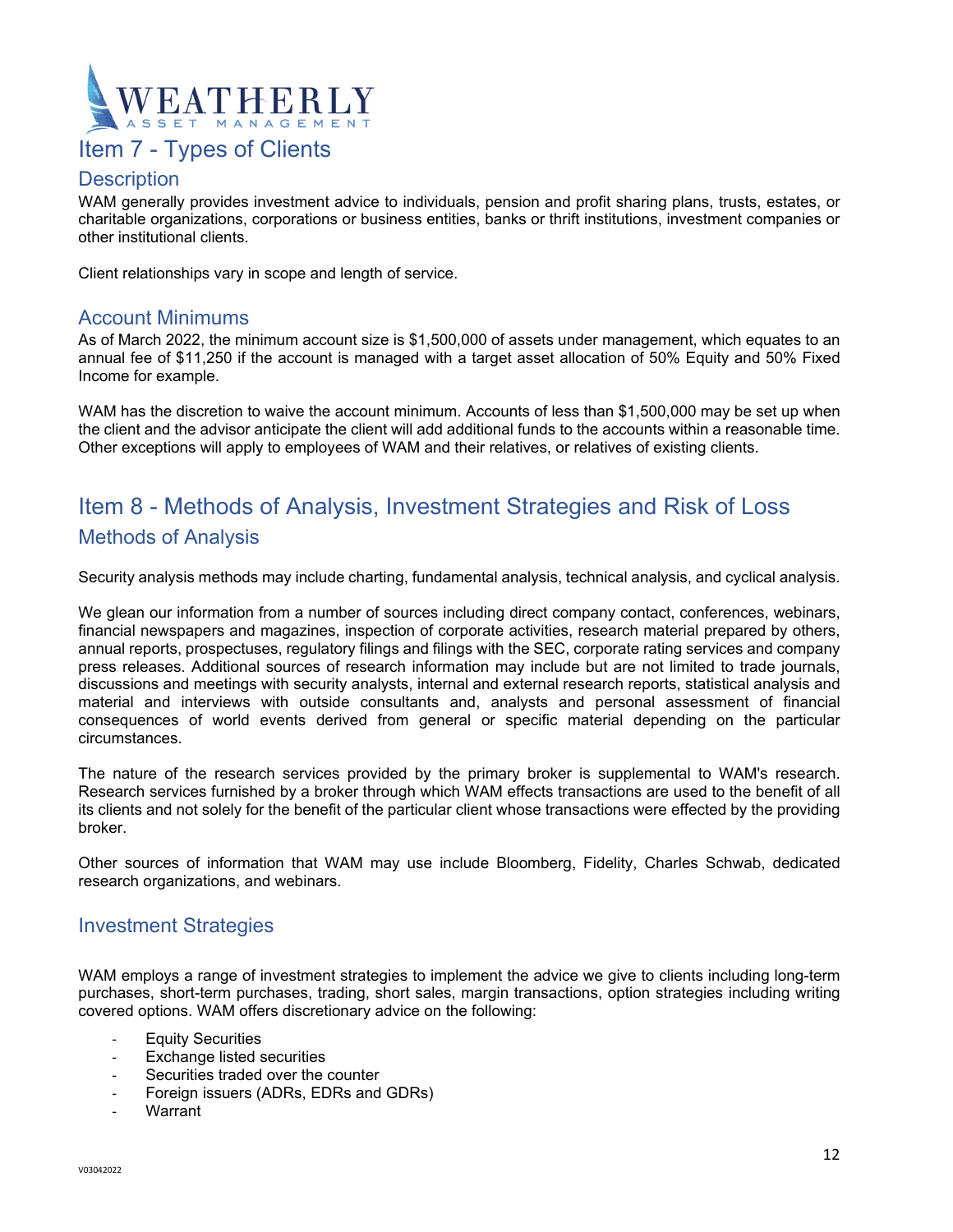## Item 7 - Types of Clients

### Description

WAM generally provides investment advice to individuals, pension and profit sharing plans, trusts, estates, or charitable organizations, corporations or business entities, banks or thrift institutions, investment companies or other institutional clients.

Client relationships vary in scope and length of service.

### Account Minimums

As of March 2022, the minimum account size is $1,500,000 of assets under management, which equates to an annual fee of $11,250 if the account is managed with a target asset allocation of 50% Equity and 50% Fixed Income for example.

WAM has the discretion to waive the account minimum. Accounts of less than $1,500,000 may be set up when the client and the advisor anticipate the client will add additional funds to the accounts within a reasonable time. Other exceptions will apply to employees of WAM and their relatives, or relatives of existing clients.

## Item 8 - Methods of Analysis, Investment Strategies and Risk of Loss

### Methods of Analysis

Security analysis methods may include charting, fundamental analysis, technical analysis, and cyclical analysis.

We glean our information from a number of sources including direct company contact, conferences, webinars, financial newspapers and magazines, inspection of corporate activities, research material prepared by others, annual reports, prospectuses, regulatory filings and filings with the SEC, corporate rating services and company press releases. Additional sources of research information may include but are not limited to trade journals, discussions and meetings with security analysts, internal and external research reports, statistical analysis and material and interviews with outside consultants and, analysts and personal assessment of financial consequences of world events derived from general or specific material depending on the particular circumstances.

The nature of the research services provided by the primary broker is supplemental to WAM's research. Research services furnished by a broker through which WAM effects transactions are used to the benefit of all its clients and not solely for the benefit of the particular client whose transactions were effected by the providing broker.

Other sources of information that WAM may use include Bloomberg, Fidelity, Charles Schwab, dedicated research organizations, and webinars.

### Investment Strategies

WAM employs a range of investment strategies to implement the advice we give to clients including long-term purchases, short-term purchases, trading, short sales, margin transactions, option strategies including writing covered options. WAM offers discretionary advice on the following:

- Equity Securities
- Exchange listed securities
- Securities traded over the counter
- Foreign issuers (ADRs, EDRs and GDRs)
- Warrant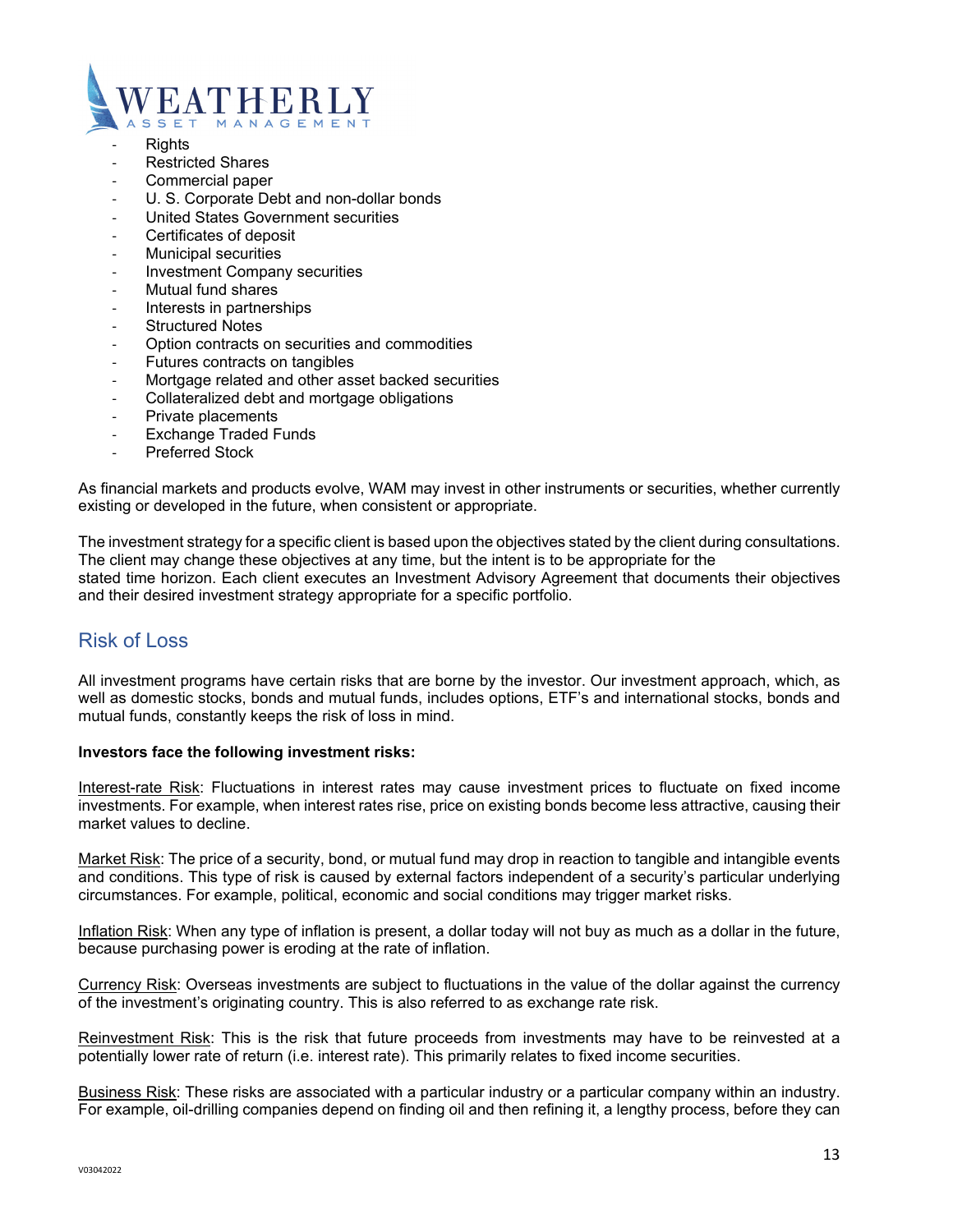- Rights
- Restricted Shares
- Commercial paper
- U. S. Corporate Debt and non-dollar bonds
- United States Government securities
- Certificates of deposit
- Municipal securities
- Investment Company securities
- Mutual fund shares
- Interests in partnerships
- Structured Notes
- Option contracts on securities and commodities
- Futures contracts on tangibles
- Mortgage related and other asset backed securities
- Collateralized debt and mortgage obligations
- Private placements
- Exchange Traded Funds
- Preferred Stock

As financial markets and products evolve, WAM may invest in other instruments or securities, whether currently existing or developed in the future, when consistent or appropriate.

The investment strategy for a specific client is based upon the objectives stated by the client during consultations. The client may change these objectives at any time, but the intent is to be appropriate for the stated time horizon. Each client executes an Investment Advisory Agreement that documents their objectives and their desired investment strategy appropriate for a specific portfolio.

## Risk of Loss

All investment programs have certain risks that are borne by the investor. Our investment approach, which, as well as domestic stocks, bonds and mutual funds, includes options, ETF's and international stocks, bonds and mutual funds, constantly keeps the risk of loss in mind.

**Investors face the following investment risks:**

Interest-rate Risk: Fluctuations in interest rates may cause investment prices to fluctuate on fixed income investments. For example, when interest rates rise, price on existing bonds become less attractive, causing their market values to decline.

Market Risk: The price of a security, bond, or mutual fund may drop in reaction to tangible and intangible events and conditions. This type of risk is caused by external factors independent of a security's particular underlying circumstances. For example, political, economic and social conditions may trigger market risks.

Inflation Risk: When any type of inflation is present, a dollar today will not buy as much as a dollar in the future, because purchasing power is eroding at the rate of inflation.

Currency Risk: Overseas investments are subject to fluctuations in the value of the dollar against the currency of the investment's originating country. This is also referred to as exchange rate risk.

Reinvestment Risk: This is the risk that future proceeds from investments may have to be reinvested at a potentially lower rate of return (i.e. interest rate). This primarily relates to fixed income securities.

Business Risk: These risks are associated with a particular industry or a particular company within an industry. For example, oil-drilling companies depend on finding oil and then refining it, a lengthy process, before they can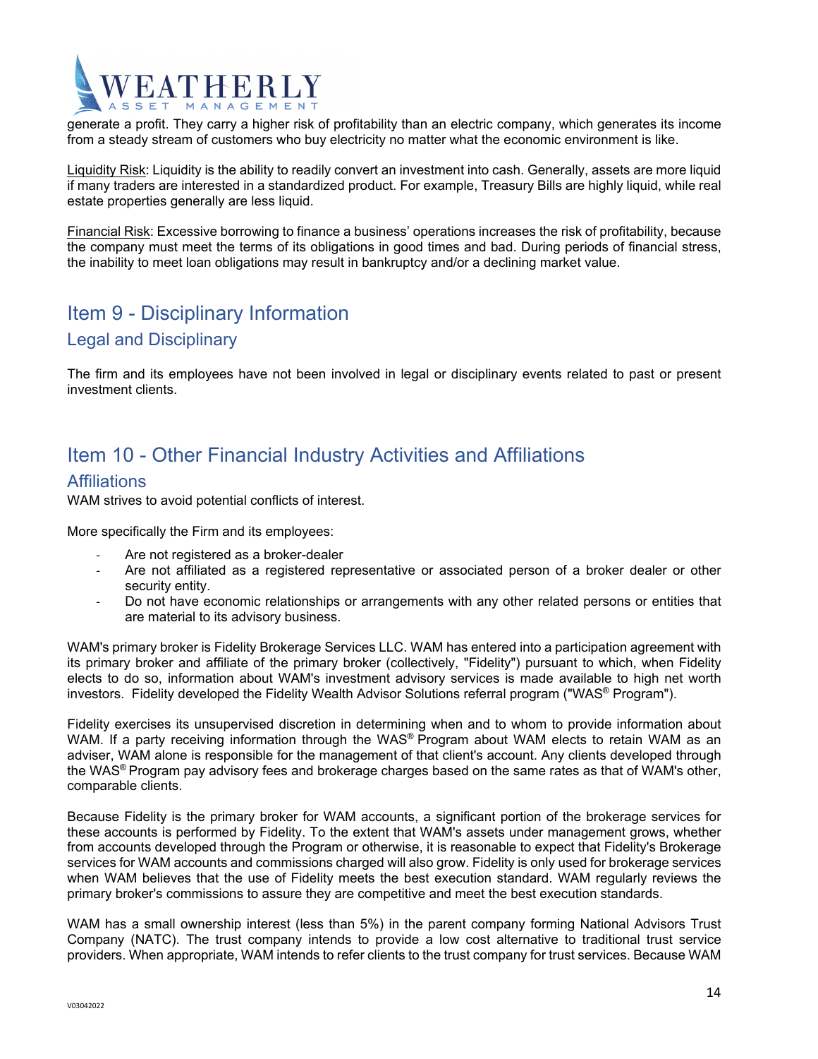generate a profit. They carry a higher risk of profitability than an electric company, which generates its income from a steady stream of customers who buy electricity no matter what the economic environment is like.

Liquidity Risk: Liquidity is the ability to readily convert an investment into cash. Generally, assets are more liquid if many traders are interested in a standardized product. For example, Treasury Bills are highly liquid, while real estate properties generally are less liquid.

Financial Risk: Excessive borrowing to finance a business' operations increases the risk of profitability, because the company must meet the terms of its obligations in good times and bad. During periods of financial stress, the inability to meet loan obligations may result in bankruptcy and/or a declining market value.

# Item 9 - Disciplinary Information

## Legal and Disciplinary

The firm and its employees have not been involved in legal or disciplinary events related to past or present investment clients.

# Item 10 - Other Financial Industry Activities and Affiliations

## Affiliations

WAM strives to avoid potential conflicts of interest.

More specifically the Firm and its employees:

- Are not registered as a broker-dealer
- Are not affiliated as a registered representative or associated person of a broker dealer or other security entity.
- Do not have economic relationships or arrangements with any other related persons or entities that are material to its advisory business.

WAM's primary broker is Fidelity Brokerage Services LLC. WAM has entered into a participation agreement with its primary broker and affiliate of the primary broker (collectively, "Fidelity") pursuant to which, when Fidelity elects to do so, information about WAM's investment advisory services is made available to high net worth investors. Fidelity developed the Fidelity Wealth Advisor Solutions referral program ("WAS® Program").

Fidelity exercises its unsupervised discretion in determining when and to whom to provide information about WAM. If a party receiving information through the WAS® Program about WAM elects to retain WAM as an adviser, WAM alone is responsible for the management of that client's account. Any clients developed through the WAS® Program pay advisory fees and brokerage charges based on the same rates as that of WAM's other, comparable clients.

Because Fidelity is the primary broker for WAM accounts, a significant portion of the brokerage services for these accounts is performed by Fidelity. To the extent that WAM's assets under management grows, whether from accounts developed through the Program or otherwise, it is reasonable to expect that Fidelity's Brokerage services for WAM accounts and commissions charged will also grow. Fidelity is only used for brokerage services when WAM believes that the use of Fidelity meets the best execution standard. WAM regularly reviews the primary broker's commissions to assure they are competitive and meet the best execution standards.

WAM has a small ownership interest (less than 5%) in the parent company forming National Advisors Trust Company (NATC). The trust company intends to provide a low cost alternative to traditional trust service providers. When appropriate, WAM intends to refer clients to the trust company for trust services. Because WAM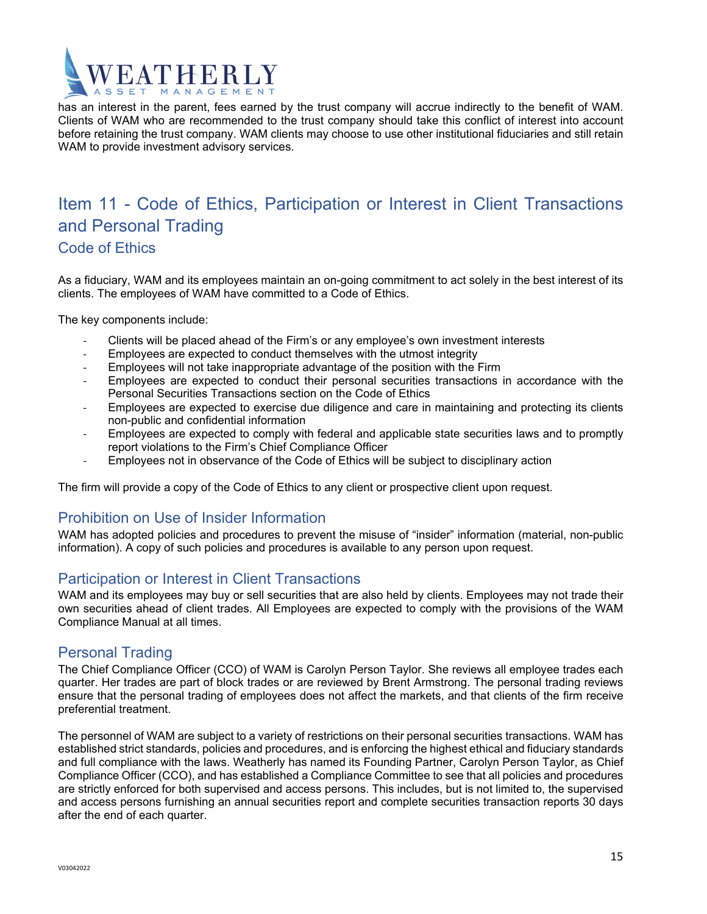has an interest in the parent, fees earned by the trust company will accrue indirectly to the benefit of WAM. Clients of WAM who are recommended to the trust company should take this conflict of interest into account before retaining the trust company. WAM clients may choose to use other institutional fiduciaries and still retain WAM to provide investment advisory services.

# Item 11 - Code of Ethics, Participation or Interest in Client Transactions and Personal Trading

## Code of Ethics

As a fiduciary, WAM and its employees maintain an on-going commitment to act solely in the best interest of its clients. The employees of WAM have committed to a Code of Ethics.

The key components include:

- Clients will be placed ahead of the Firm's or any employee's own investment interests
- Employees are expected to conduct themselves with the utmost integrity
- Employees will not take inappropriate advantage of the position with the Firm
- Employees are expected to conduct their personal securities transactions in accordance with the Personal Securities Transactions section on the Code of Ethics
- Employees are expected to exercise due diligence and care in maintaining and protecting its clients non-public and confidential information
- Employees are expected to comply with federal and applicable state securities laws and to promptly report violations to the Firm's Chief Compliance Officer
- Employees not in observance of the Code of Ethics will be subject to disciplinary action

The firm will provide a copy of the Code of Ethics to any client or prospective client upon request.

## Prohibition on Use of Insider Information

WAM has adopted policies and procedures to prevent the misuse of "insider" information (material, non-public information). A copy of such policies and procedures is available to any person upon request.

## Participation or Interest in Client Transactions

WAM and its employees may buy or sell securities that are also held by clients. Employees may not trade their own securities ahead of client trades. All Employees are expected to comply with the provisions of the WAM Compliance Manual at all times.

## Personal Trading

The Chief Compliance Officer (CCO) of WAM is Carolyn Person Taylor. She reviews all employee trades each quarter. Her trades are part of block trades or are reviewed by Brent Armstrong. The personal trading reviews ensure that the personal trading of employees does not affect the markets, and that clients of the firm receive preferential treatment.

The personnel of WAM are subject to a variety of restrictions on their personal securities transactions. WAM has established strict standards, policies and procedures, and is enforcing the highest ethical and fiduciary standards and full compliance with the laws. Weatherly has named its Founding Partner, Carolyn Person Taylor, as Chief Compliance Officer (CCO), and has established a Compliance Committee to see that all policies and procedures are strictly enforced for both supervised and access persons. This includes, but is not limited to, the supervised and access persons furnishing an annual securities report and complete securities transaction reports 30 days after the end of each quarter.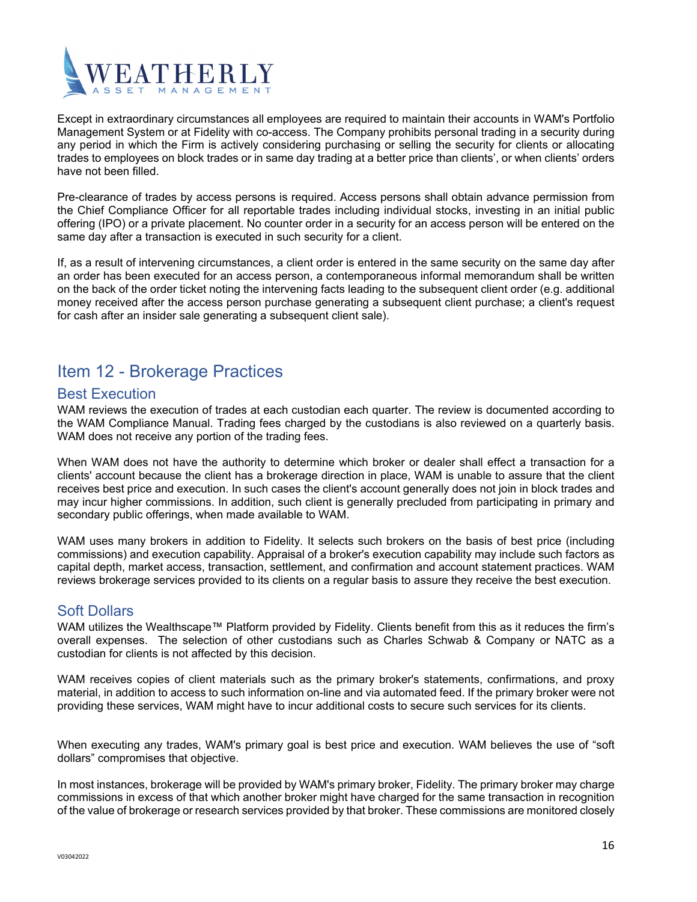Except in extraordinary circumstances all employees are required to maintain their accounts in WAM's Portfolio Management System or at Fidelity with co-access. The Company prohibits personal trading in a security during any period in which the Firm is actively considering purchasing or selling the security for clients or allocating trades to employees on block trades or in same day trading at a better price than clients', or when clients' orders have not been filled.

Pre-clearance of trades by access persons is required. Access persons shall obtain advance permission from the Chief Compliance Officer for all reportable trades including individual stocks, investing in an initial public offering (IPO) or a private placement. No counter order in a security for an access person will be entered on the same day after a transaction is executed in such security for a client.

If, as a result of intervening circumstances, a client order is entered in the same security on the same day after an order has been executed for an access person, a contemporaneous informal memorandum shall be written on the back of the order ticket noting the intervening facts leading to the subsequent client order (e.g. additional money received after the access person purchase generating a subsequent client purchase; a client's request for cash after an insider sale generating a subsequent client sale).

# Item 12 - Brokerage Practices

## Best Execution

WAM reviews the execution of trades at each custodian each quarter. The review is documented according to the WAM Compliance Manual. Trading fees charged by the custodians is also reviewed on a quarterly basis. WAM does not receive any portion of the trading fees.

When WAM does not have the authority to determine which broker or dealer shall effect a transaction for a clients' account because the client has a brokerage direction in place, WAM is unable to assure that the client receives best price and execution. In such cases the client's account generally does not join in block trades and may incur higher commissions. In addition, such client is generally precluded from participating in primary and secondary public offerings, when made available to WAM.

WAM uses many brokers in addition to Fidelity. It selects such brokers on the basis of best price (including commissions) and execution capability. Appraisal of a broker's execution capability may include such factors as capital depth, market access, transaction, settlement, and confirmation and account statement practices. WAM reviews brokerage services provided to its clients on a regular basis to assure they receive the best execution.

## Soft Dollars

WAM utilizes the Wealthscape™ Platform provided by Fidelity. Clients benefit from this as it reduces the firm's overall expenses. The selection of other custodians such as Charles Schwab & Company or NATC as a custodian for clients is not affected by this decision.

WAM receives copies of client materials such as the primary broker's statements, confirmations, and proxy material, in addition to access to such information on-line and via automated feed. If the primary broker were not providing these services, WAM might have to incur additional costs to secure such services for its clients.

When executing any trades, WAM's primary goal is best price and execution. WAM believes the use of "soft dollars" compromises that objective.

In most instances, brokerage will be provided by WAM's primary broker, Fidelity. The primary broker may charge commissions in excess of that which another broker might have charged for the same transaction in recognition of the value of brokerage or research services provided by that broker. These commissions are monitored closely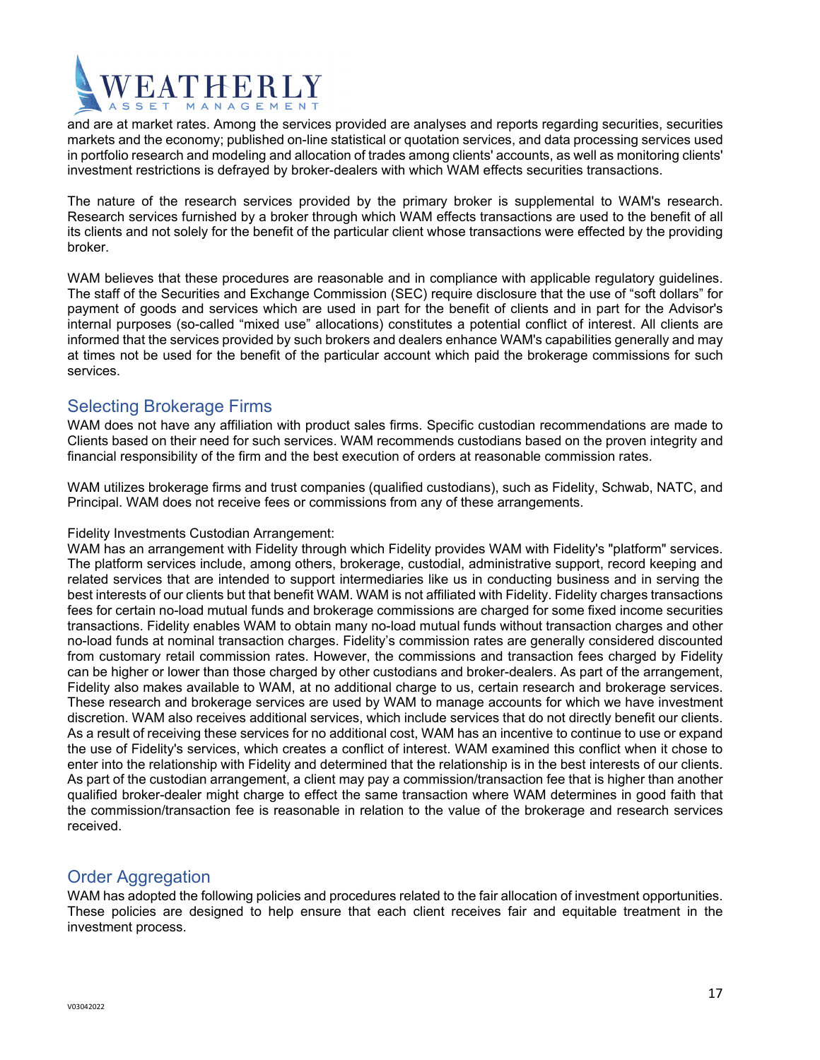and are at market rates. Among the services provided are analyses and reports regarding securities, securities markets and the economy; published on-line statistical or quotation services, and data processing services used in portfolio research and modeling and allocation of trades among clients' accounts, as well as monitoring clients' investment restrictions is defrayed by broker-dealers with which WAM effects securities transactions.

The nature of the research services provided by the primary broker is supplemental to WAM's research. Research services furnished by a broker through which WAM effects transactions are used to the benefit of all its clients and not solely for the benefit of the particular client whose transactions were effected by the providing broker.

WAM believes that these procedures are reasonable and in compliance with applicable regulatory guidelines. The staff of the Securities and Exchange Commission (SEC) require disclosure that the use of "soft dollars" for payment of goods and services which are used in part for the benefit of clients and in part for the Advisor's internal purposes (so-called "mixed use" allocations) constitutes a potential conflict of interest. All clients are informed that the services provided by such brokers and dealers enhance WAM's capabilities generally and may at times not be used for the benefit of the particular account which paid the brokerage commissions for such services.

## Selecting Brokerage Firms

WAM does not have any affiliation with product sales firms. Specific custodian recommendations are made to Clients based on their need for such services. WAM recommends custodians based on the proven integrity and financial responsibility of the firm and the best execution of orders at reasonable commission rates.

WAM utilizes brokerage firms and trust companies (qualified custodians), such as Fidelity, Schwab, NATC, and Principal. WAM does not receive fees or commissions from any of these arrangements.

Fidelity Investments Custodian Arrangement:
WAM has an arrangement with Fidelity through which Fidelity provides WAM with Fidelity's "platform" services. The platform services include, among others, brokerage, custodial, administrative support, record keeping and related services that are intended to support intermediaries like us in conducting business and in serving the best interests of our clients but that benefit WAM. WAM is not affiliated with Fidelity. Fidelity charges transactions fees for certain no-load mutual funds and brokerage commissions are charged for some fixed income securities transactions. Fidelity enables WAM to obtain many no-load mutual funds without transaction charges and other no-load funds at nominal transaction charges. Fidelity's commission rates are generally considered discounted from customary retail commission rates. However, the commissions and transaction fees charged by Fidelity can be higher or lower than those charged by other custodians and broker-dealers. As part of the arrangement, Fidelity also makes available to WAM, at no additional charge to us, certain research and brokerage services. These research and brokerage services are used by WAM to manage accounts for which we have investment discretion. WAM also receives additional services, which include services that do not directly benefit our clients. As a result of receiving these services for no additional cost, WAM has an incentive to continue to use or expand the use of Fidelity's services, which creates a conflict of interest. WAM examined this conflict when it chose to enter into the relationship with Fidelity and determined that the relationship is in the best interests of our clients. As part of the custodian arrangement, a client may pay a commission/transaction fee that is higher than another qualified broker-dealer might charge to effect the same transaction where WAM determines in good faith that the commission/transaction fee is reasonable in relation to the value of the brokerage and research services received.

## Order Aggregation

WAM has adopted the following policies and procedures related to the fair allocation of investment opportunities. These policies are designed to help ensure that each client receives fair and equitable treatment in the investment process.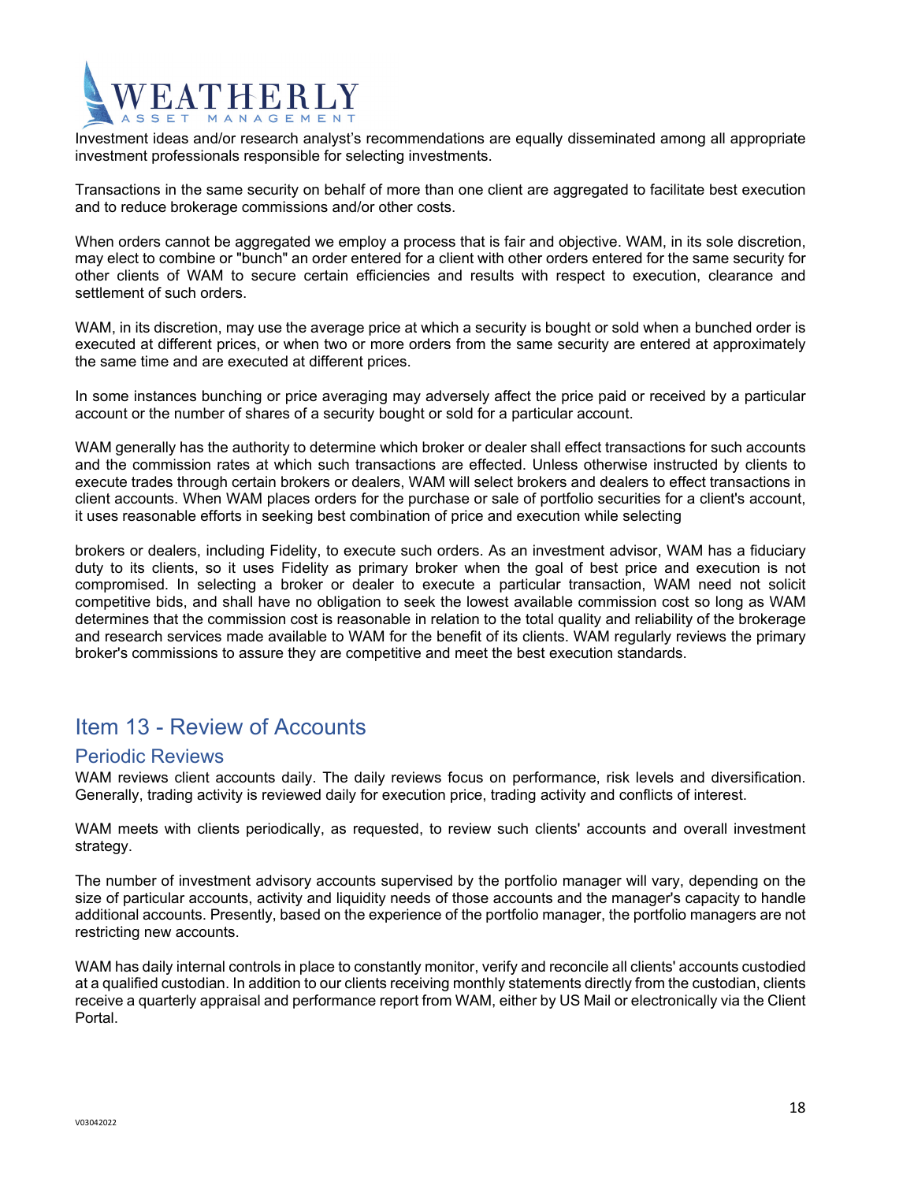Investment ideas and/or research analyst's recommendations are equally disseminated among all appropriate investment professionals responsible for selecting investments.

Transactions in the same security on behalf of more than one client are aggregated to facilitate best execution and to reduce brokerage commissions and/or other costs.

When orders cannot be aggregated we employ a process that is fair and objective. WAM, in its sole discretion, may elect to combine or "bunch" an order entered for a client with other orders entered for the same security for other clients of WAM to secure certain efficiencies and results with respect to execution, clearance and settlement of such orders.

WAM, in its discretion, may use the average price at which a security is bought or sold when a bunched order is executed at different prices, or when two or more orders from the same security are entered at approximately the same time and are executed at different prices.

In some instances bunching or price averaging may adversely affect the price paid or received by a particular account or the number of shares of a security bought or sold for a particular account.

WAM generally has the authority to determine which broker or dealer shall effect transactions for such accounts and the commission rates at which such transactions are effected. Unless otherwise instructed by clients to execute trades through certain brokers or dealers, WAM will select brokers and dealers to effect transactions in client accounts. When WAM places orders for the purchase or sale of portfolio securities for a client's account, it uses reasonable efforts in seeking best combination of price and execution while selecting brokers or dealers, including Fidelity, to execute such orders. As an investment advisor, WAM has a fiduciary duty to its clients, so it uses Fidelity as primary broker when the goal of best price and execution is not compromised. In selecting a broker or dealer to execute a particular transaction, WAM need not solicit competitive bids, and shall have no obligation to seek the lowest available commission cost so long as WAM determines that the commission cost is reasonable in relation to the total quality and reliability of the brokerage and research services made available to WAM for the benefit of its clients. WAM regularly reviews the primary broker's commissions to assure they are competitive and meet the best execution standards.

## Item 13 - Review of Accounts

### Periodic Reviews

WAM reviews client accounts daily. The daily reviews focus on performance, risk levels and diversification. Generally, trading activity is reviewed daily for execution price, trading activity and conflicts of interest.

WAM meets with clients periodically, as requested, to review such clients' accounts and overall investment strategy.

The number of investment advisory accounts supervised by the portfolio manager will vary, depending on the size of particular accounts, activity and liquidity needs of those accounts and the manager's capacity to handle additional accounts. Presently, based on the experience of the portfolio manager, the portfolio managers are not restricting new accounts.

WAM has daily internal controls in place to constantly monitor, verify and reconcile all clients' accounts custodied at a qualified custodian. In addition to our clients receiving monthly statements directly from the custodian, clients receive a quarterly appraisal and performance report from WAM, either by US Mail or electronically via the Client Portal.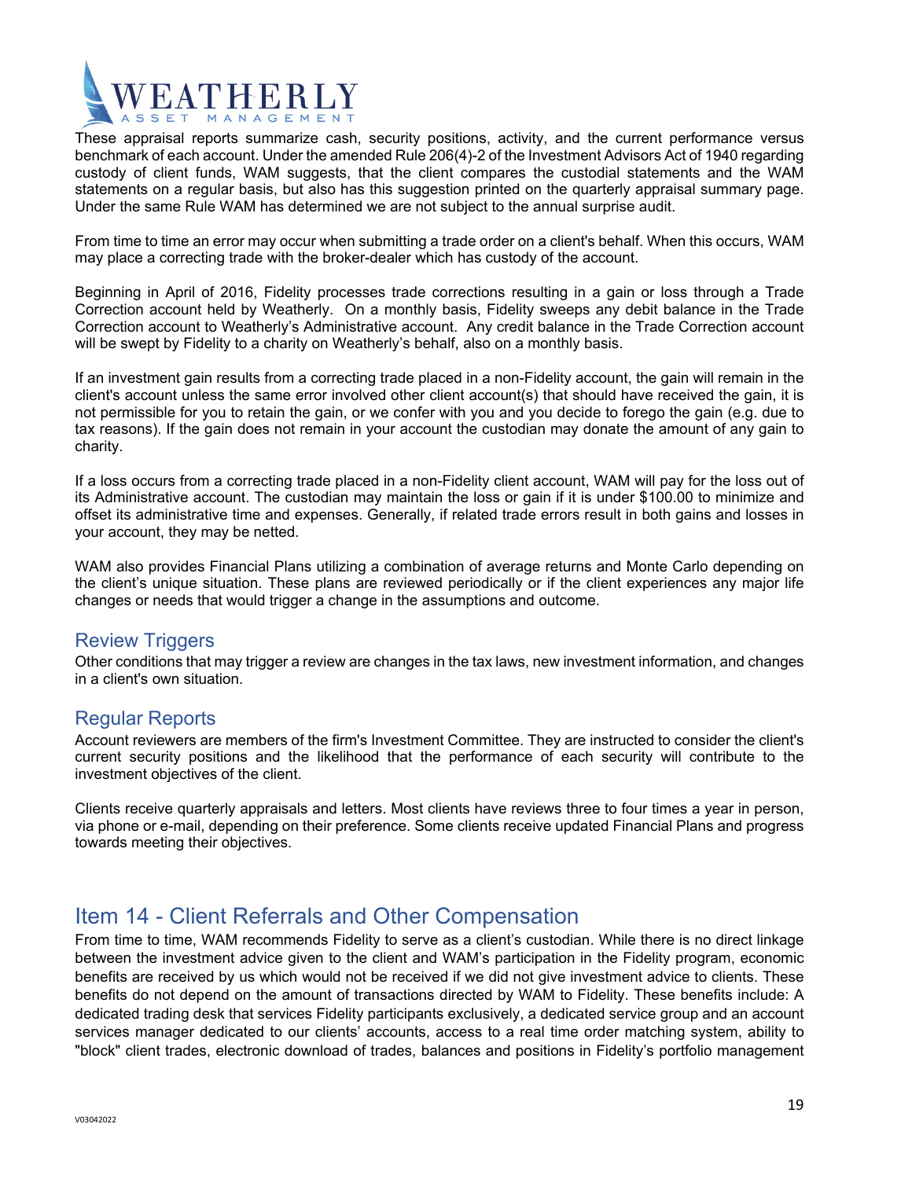These appraisal reports summarize cash, security positions, activity, and the current performance versus benchmark of each account. Under the amended Rule 206(4)-2 of the Investment Advisors Act of 1940 regarding custody of client funds, WAM suggests, that the client compares the custodial statements and the WAM statements on a regular basis, but also has this suggestion printed on the quarterly appraisal summary page. Under the same Rule WAM has determined we are not subject to the annual surprise audit.

From time to time an error may occur when submitting a trade order on a client's behalf. When this occurs, WAM may place a correcting trade with the broker-dealer which has custody of the account.

Beginning in April of 2016, Fidelity processes trade corrections resulting in a gain or loss through a Trade Correction account held by Weatherly. On a monthly basis, Fidelity sweeps any debit balance in the Trade Correction account to Weatherly's Administrative account. Any credit balance in the Trade Correction account will be swept by Fidelity to a charity on Weatherly's behalf, also on a monthly basis.

If an investment gain results from a correcting trade placed in a non-Fidelity account, the gain will remain in the client's account unless the same error involved other client account(s) that should have received the gain, it is not permissible for you to retain the gain, or we confer with you and you decide to forego the gain (e.g. due to tax reasons). If the gain does not remain in your account the custodian may donate the amount of any gain to charity.

If a loss occurs from a correcting trade placed in a non-Fidelity client account, WAM will pay for the loss out of its Administrative account. The custodian may maintain the loss or gain if it is under $100.00 to minimize and offset its administrative time and expenses. Generally, if related trade errors result in both gains and losses in your account, they may be netted.

WAM also provides Financial Plans utilizing a combination of average returns and Monte Carlo depending on the client's unique situation. These plans are reviewed periodically or if the client experiences any major life changes or needs that would trigger a change in the assumptions and outcome.

## Review Triggers

Other conditions that may trigger a review are changes in the tax laws, new investment information, and changes in a client's own situation.

## Regular Reports

Account reviewers are members of the firm's Investment Committee. They are instructed to consider the client's current security positions and the likelihood that the performance of each security will contribute to the investment objectives of the client.

Clients receive quarterly appraisals and letters. Most clients have reviews three to four times a year in person, via phone or e-mail, depending on their preference. Some clients receive updated Financial Plans and progress towards meeting their objectives.

# Item 14 - Client Referrals and Other Compensation

From time to time, WAM recommends Fidelity to serve as a client's custodian. While there is no direct linkage between the investment advice given to the client and WAM's participation in the Fidelity program, economic benefits are received by us which would not be received if we did not give investment advice to clients. These benefits do not depend on the amount of transactions directed by WAM to Fidelity. These benefits include: A dedicated trading desk that services Fidelity participants exclusively, a dedicated service group and an account services manager dedicated to our clients' accounts, access to a real time order matching system, ability to "block" client trades, electronic download of trades, balances and positions in Fidelity's portfolio management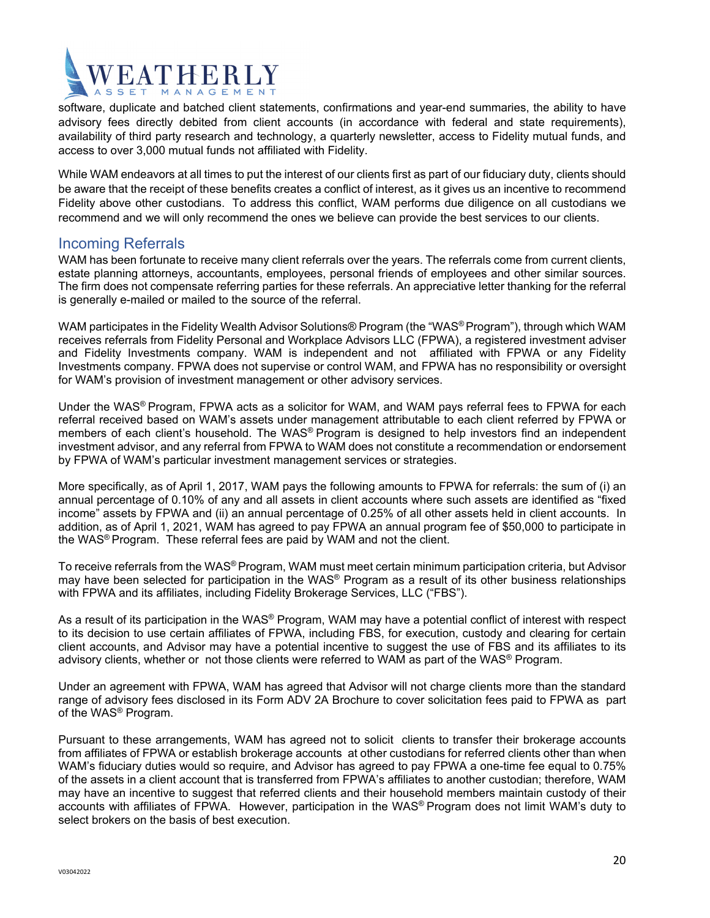software, duplicate and batched client statements, confirmations and year-end summaries, the ability to have advisory fees directly debited from client accounts (in accordance with federal and state requirements), availability of third party research and technology, a quarterly newsletter, access to Fidelity mutual funds, and access to over 3,000 mutual funds not affiliated with Fidelity.

While WAM endeavors at all times to put the interest of our clients first as part of our fiduciary duty, clients should be aware that the receipt of these benefits creates a conflict of interest, as it gives us an incentive to recommend Fidelity above other custodians. To address this conflict, WAM performs due diligence on all custodians we recommend and we will only recommend the ones we believe can provide the best services to our clients.

## Incoming Referrals

WAM has been fortunate to receive many client referrals over the years. The referrals come from current clients, estate planning attorneys, accountants, employees, personal friends of employees and other similar sources. The firm does not compensate referring parties for these referrals. An appreciative letter thanking for the referral is generally e-mailed or mailed to the source of the referral.

WAM participates in the Fidelity Wealth Advisor Solutions® Program (the "WAS® Program"), through which WAM receives referrals from Fidelity Personal and Workplace Advisors LLC (FPWA), a registered investment adviser and Fidelity Investments company. WAM is independent and not affiliated with FPWA or any Fidelity Investments company. FPWA does not supervise or control WAM, and FPWA has no responsibility or oversight for WAM's provision of investment management or other advisory services.

Under the WAS® Program, FPWA acts as a solicitor for WAM, and WAM pays referral fees to FPWA for each referral received based on WAM's assets under management attributable to each client referred by FPWA or members of each client's household. The WAS® Program is designed to help investors find an independent investment advisor, and any referral from FPWA to WAM does not constitute a recommendation or endorsement by FPWA of WAM's particular investment management services or strategies.

More specifically, as of April 1, 2017, WAM pays the following amounts to FPWA for referrals: the sum of (i) an annual percentage of 0.10% of any and all assets in client accounts where such assets are identified as "fixed income" assets by FPWA and (ii) an annual percentage of 0.25% of all other assets held in client accounts. In addition, as of April 1, 2021, WAM has agreed to pay FPWA an annual program fee of $50,000 to participate in the WAS® Program. These referral fees are paid by WAM and not the client.

To receive referrals from the WAS® Program, WAM must meet certain minimum participation criteria, but Advisor may have been selected for participation in the WAS® Program as a result of its other business relationships with FPWA and its affiliates, including Fidelity Brokerage Services, LLC ("FBS").

As a result of its participation in the WAS® Program, WAM may have a potential conflict of interest with respect to its decision to use certain affiliates of FPWA, including FBS, for execution, custody and clearing for certain client accounts, and Advisor may have a potential incentive to suggest the use of FBS and its affiliates to its advisory clients, whether or not those clients were referred to WAM as part of the WAS® Program.

Under an agreement with FPWA, WAM has agreed that Advisor will not charge clients more than the standard range of advisory fees disclosed in its Form ADV 2A Brochure to cover solicitation fees paid to FPWA as part of the WAS® Program.

Pursuant to these arrangements, WAM has agreed not to solicit clients to transfer their brokerage accounts from affiliates of FPWA or establish brokerage accounts at other custodians for referred clients other than when WAM's fiduciary duties would so require, and Advisor has agreed to pay FPWA a one-time fee equal to 0.75% of the assets in a client account that is transferred from FPWA's affiliates to another custodian; therefore, WAM may have an incentive to suggest that referred clients and their household members maintain custody of their accounts with affiliates of FPWA. However, participation in the WAS® Program does not limit WAM's duty to select brokers on the basis of best execution.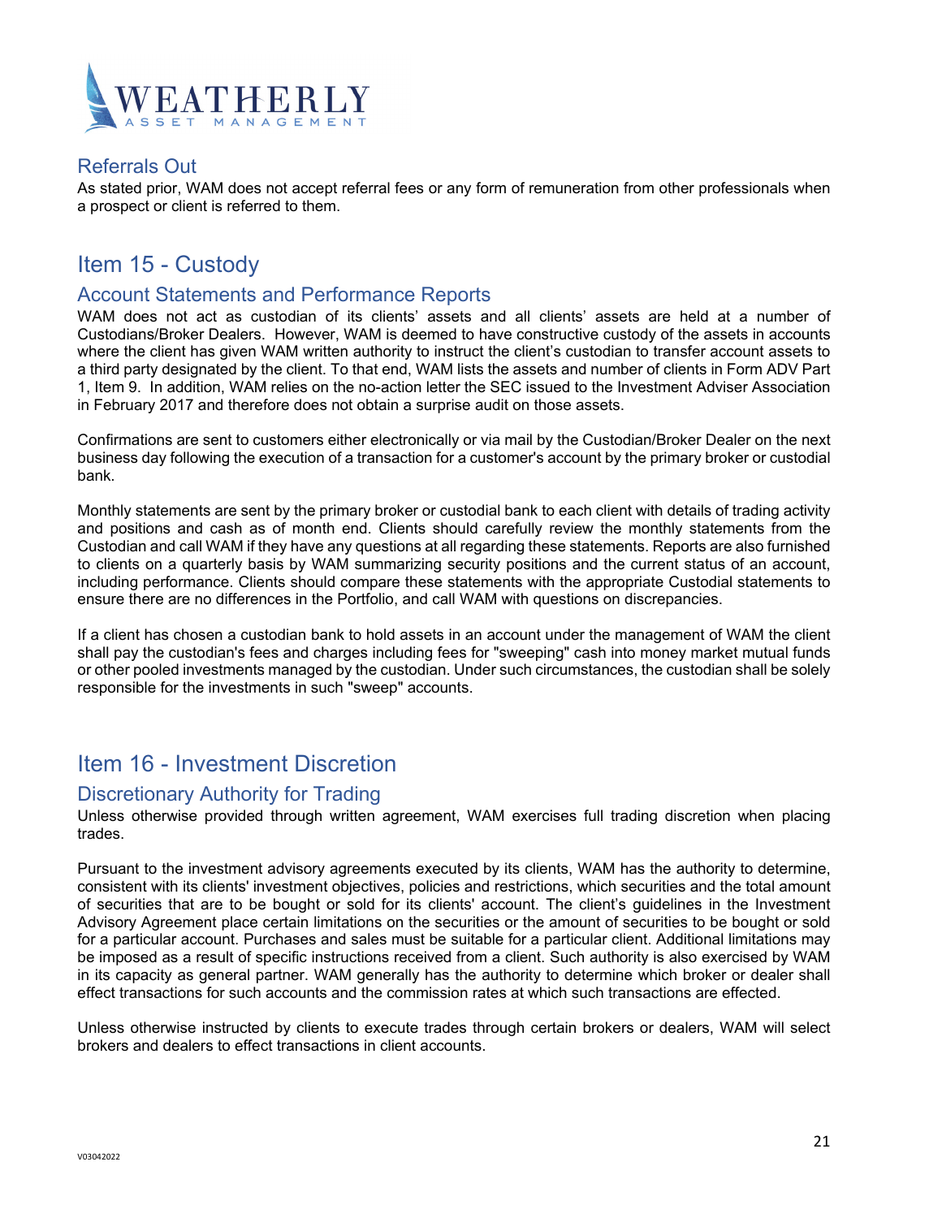## Referrals Out

As stated prior, WAM does not accept referral fees or any form of remuneration from other professionals when a prospect or client is referred to them.

# Item 15 - Custody

## Account Statements and Performance Reports

WAM does not act as custodian of its clients' assets and all clients' assets are held at a number of Custodians/Broker Dealers. However, WAM is deemed to have constructive custody of the assets in accounts where the client has given WAM written authority to instruct the client's custodian to transfer account assets to a third party designated by the client. To that end, WAM lists the assets and number of clients in Form ADV Part 1, Item 9. In addition, WAM relies on the no-action letter the SEC issued to the Investment Adviser Association in February 2017 and therefore does not obtain a surprise audit on those assets.

Confirmations are sent to customers either electronically or via mail by the Custodian/Broker Dealer on the next business day following the execution of a transaction for a customer's account by the primary broker or custodial bank.

Monthly statements are sent by the primary broker or custodial bank to each client with details of trading activity and positions and cash as of month end. Clients should carefully review the monthly statements from the Custodian and call WAM if they have any questions at all regarding these statements. Reports are also furnished to clients on a quarterly basis by WAM summarizing security positions and the current status of an account, including performance. Clients should compare these statements with the appropriate Custodial statements to ensure there are no differences in the Portfolio, and call WAM with questions on discrepancies.

If a client has chosen a custodian bank to hold assets in an account under the management of WAM the client shall pay the custodian's fees and charges including fees for "sweeping" cash into money market mutual funds or other pooled investments managed by the custodian. Under such circumstances, the custodian shall be solely responsible for the investments in such "sweep" accounts.

# Item 16 - Investment Discretion

## Discretionary Authority for Trading

Unless otherwise provided through written agreement, WAM exercises full trading discretion when placing trades.

Pursuant to the investment advisory agreements executed by its clients, WAM has the authority to determine, consistent with its clients' investment objectives, policies and restrictions, which securities and the total amount of securities that are to be bought or sold for its clients' account. The client's guidelines in the Investment Advisory Agreement place certain limitations on the securities or the amount of securities to be bought or sold for a particular account. Purchases and sales must be suitable for a particular client. Additional limitations may be imposed as a result of specific instructions received from a client. Such authority is also exercised by WAM in its capacity as general partner. WAM generally has the authority to determine which broker or dealer shall effect transactions for such accounts and the commission rates at which such transactions are effected.

Unless otherwise instructed by clients to execute trades through certain brokers or dealers, WAM will select brokers and dealers to effect transactions in client accounts.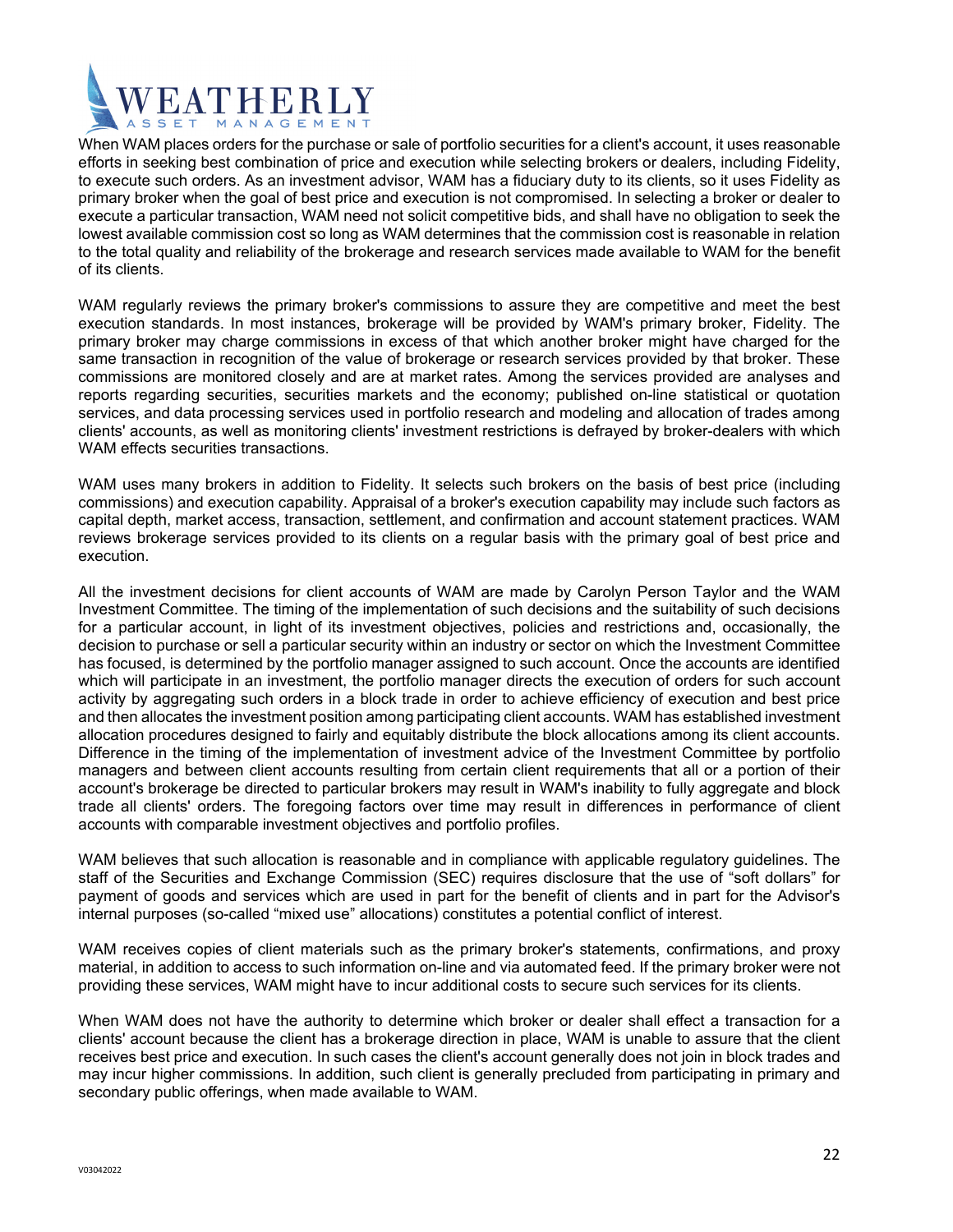When WAM places orders for the purchase or sale of portfolio securities for a client's account, it uses reasonable efforts in seeking best combination of price and execution while selecting brokers or dealers, including Fidelity, to execute such orders. As an investment advisor, WAM has a fiduciary duty to its clients, so it uses Fidelity as primary broker when the goal of best price and execution is not compromised. In selecting a broker or dealer to execute a particular transaction, WAM need not solicit competitive bids, and shall have no obligation to seek the lowest available commission cost so long as WAM determines that the commission cost is reasonable in relation to the total quality and reliability of the brokerage and research services made available to WAM for the benefit of its clients.

WAM regularly reviews the primary broker's commissions to assure they are competitive and meet the best execution standards. In most instances, brokerage will be provided by WAM's primary broker, Fidelity. The primary broker may charge commissions in excess of that which another broker might have charged for the same transaction in recognition of the value of brokerage or research services provided by that broker. These commissions are monitored closely and are at market rates. Among the services provided are analyses and reports regarding securities, securities markets and the economy; published on-line statistical or quotation services, and data processing services used in portfolio research and modeling and allocation of trades among clients' accounts, as well as monitoring clients' investment restrictions is defrayed by broker-dealers with which WAM effects securities transactions.

WAM uses many brokers in addition to Fidelity. It selects such brokers on the basis of best price (including commissions) and execution capability. Appraisal of a broker's execution capability may include such factors as capital depth, market access, transaction, settlement, and confirmation and account statement practices. WAM reviews brokerage services provided to its clients on a regular basis with the primary goal of best price and execution.

All the investment decisions for client accounts of WAM are made by Carolyn Person Taylor and the WAM Investment Committee. The timing of the implementation of such decisions and the suitability of such decisions for a particular account, in light of its investment objectives, policies and restrictions and, occasionally, the decision to purchase or sell a particular security within an industry or sector on which the Investment Committee has focused, is determined by the portfolio manager assigned to such account. Once the accounts are identified which will participate in an investment, the portfolio manager directs the execution of orders for such account activity by aggregating such orders in a block trade in order to achieve efficiency of execution and best price and then allocates the investment position among participating client accounts. WAM has established investment allocation procedures designed to fairly and equitably distribute the block allocations among its client accounts. Difference in the timing of the implementation of investment advice of the Investment Committee by portfolio managers and between client accounts resulting from certain client requirements that all or a portion of their account's brokerage be directed to particular brokers may result in WAM's inability to fully aggregate and block trade all clients' orders. The foregoing factors over time may result in differences in performance of client accounts with comparable investment objectives and portfolio profiles.

WAM believes that such allocation is reasonable and in compliance with applicable regulatory guidelines. The staff of the Securities and Exchange Commission (SEC) requires disclosure that the use of "soft dollars" for payment of goods and services which are used in part for the benefit of clients and in part for the Advisor's internal purposes (so-called "mixed use" allocations) constitutes a potential conflict of interest.

WAM receives copies of client materials such as the primary broker's statements, confirmations, and proxy material, in addition to access to such information on-line and via automated feed. If the primary broker were not providing these services, WAM might have to incur additional costs to secure such services for its clients.

When WAM does not have the authority to determine which broker or dealer shall effect a transaction for a clients' account because the client has a brokerage direction in place, WAM is unable to assure that the client receives best price and execution. In such cases the client's account generally does not join in block trades and may incur higher commissions. In addition, such client is generally precluded from participating in primary and secondary public offerings, when made available to WAM.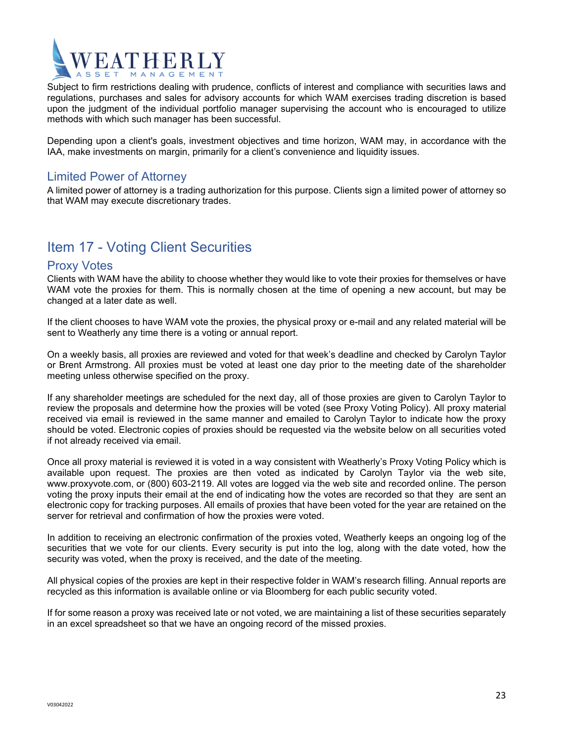Subject to firm restrictions dealing with prudence, conflicts of interest and compliance with securities laws and regulations, purchases and sales for advisory accounts for which WAM exercises trading discretion is based upon the judgment of the individual portfolio manager supervising the account who is encouraged to utilize methods with which such manager has been successful.

Depending upon a client's goals, investment objectives and time horizon, WAM may, in accordance with the IAA, make investments on margin, primarily for a client's convenience and liquidity issues.

## Limited Power of Attorney

A limited power of attorney is a trading authorization for this purpose. Clients sign a limited power of attorney so that WAM may execute discretionary trades.

# Item 17 - Voting Client Securities

## Proxy Votes

Clients with WAM have the ability to choose whether they would like to vote their proxies for themselves or have WAM vote the proxies for them. This is normally chosen at the time of opening a new account, but may be changed at a later date as well.

If the client chooses to have WAM vote the proxies, the physical proxy or e-mail and any related material will be sent to Weatherly any time there is a voting or annual report.

On a weekly basis, all proxies are reviewed and voted for that week's deadline and checked by Carolyn Taylor or Brent Armstrong. All proxies must be voted at least one day prior to the meeting date of the shareholder meeting unless otherwise specified on the proxy.

If any shareholder meetings are scheduled for the next day, all of those proxies are given to Carolyn Taylor to review the proposals and determine how the proxies will be voted (see Proxy Voting Policy). All proxy material received via email is reviewed in the same manner and emailed to Carolyn Taylor to indicate how the proxy should be voted. Electronic copies of proxies should be requested via the website below on all securities voted if not already received via email.

Once all proxy material is reviewed it is voted in a way consistent with Weatherly's Proxy Voting Policy which is available upon request. The proxies are then voted as indicated by Carolyn Taylor via the web site, www.proxyvote.com, or (800) 603-2119. All votes are logged via the web site and recorded online. The person voting the proxy inputs their email at the end of indicating how the votes are recorded so that they are sent an electronic copy for tracking purposes. All emails of proxies that have been voted for the year are retained on the server for retrieval and confirmation of how the proxies were voted.

In addition to receiving an electronic confirmation of the proxies voted, Weatherly keeps an ongoing log of the securities that we vote for our clients. Every security is put into the log, along with the date voted, how the security was voted, when the proxy is received, and the date of the meeting.

All physical copies of the proxies are kept in their respective folder in WAM's research filling. Annual reports are recycled as this information is available online or via Bloomberg for each public security voted.

If for some reason a proxy was received late or not voted, we are maintaining a list of these securities separately in an excel spreadsheet so that we have an ongoing record of the missed proxies.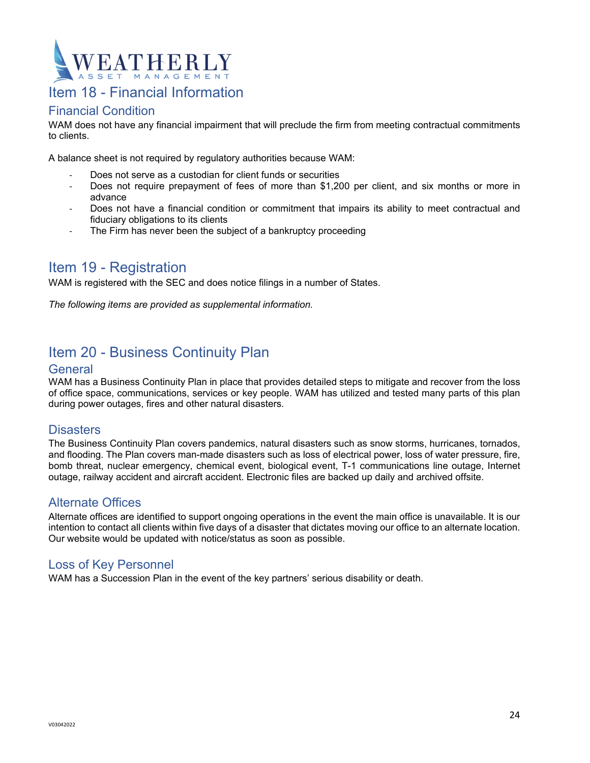# Item 18 - Financial Information

## Financial Condition

WAM does not have any financial impairment that will preclude the firm from meeting contractual commitments to clients.

A balance sheet is not required by regulatory authorities because WAM:

- Does not serve as a custodian for client funds or securities
- Does not require prepayment of fees of more than $1,200 per client, and six months or more in advance
- Does not have a financial condition or commitment that impairs its ability to meet contractual and fiduciary obligations to its clients
- The Firm has never been the subject of a bankruptcy proceeding

# Item 19 - Registration

WAM is registered with the SEC and does notice filings in a number of States.

*The following items are provided as supplemental information.*

# Item 20 - Business Continuity Plan

## General

WAM has a Business Continuity Plan in place that provides detailed steps to mitigate and recover from the loss of office space, communications, services or key people. WAM has utilized and tested many parts of this plan during power outages, fires and other natural disasters.

## Disasters

The Business Continuity Plan covers pandemics, natural disasters such as snow storms, hurricanes, tornados, and flooding. The Plan covers man-made disasters such as loss of electrical power, loss of water pressure, fire, bomb threat, nuclear emergency, chemical event, biological event, T-1 communications line outage, Internet outage, railway accident and aircraft accident. Electronic files are backed up daily and archived offsite.

## Alternate Offices

Alternate offices are identified to support ongoing operations in the event the main office is unavailable. It is our intention to contact all clients within five days of a disaster that dictates moving our office to an alternate location. Our website would be updated with notice/status as soon as possible.

## Loss of Key Personnel

WAM has a Succession Plan in the event of the key partners' serious disability or death.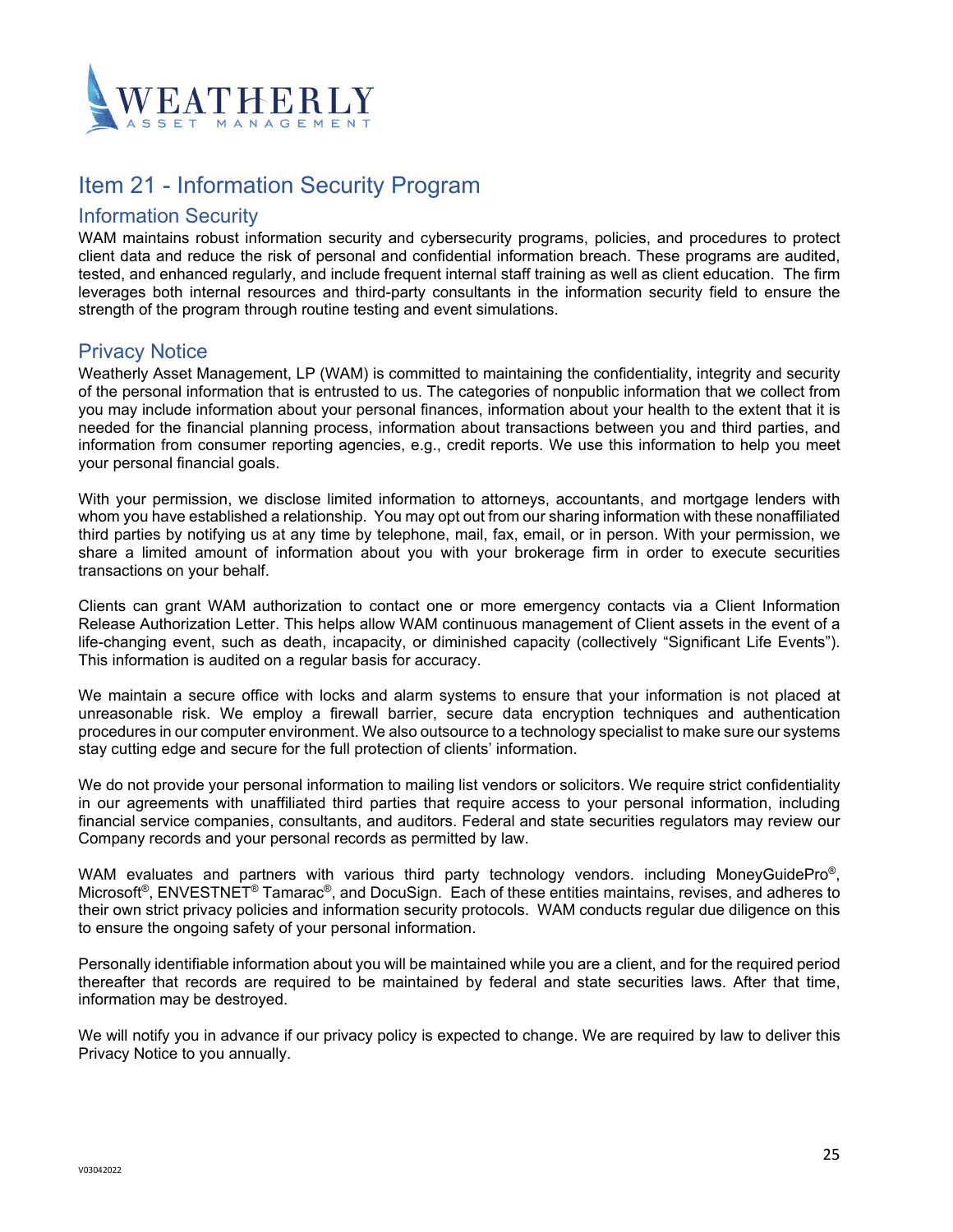# Item 21 - Information Security Program

## Information Security

WAM maintains robust information security and cybersecurity programs, policies, and procedures to protect client data and reduce the risk of personal and confidential information breach. These programs are audited, tested, and enhanced regularly, and include frequent internal staff training as well as client education. The firm leverages both internal resources and third-party consultants in the information security field to ensure the strength of the program through routine testing and event simulations.

## Privacy Notice

Weatherly Asset Management, LP (WAM) is committed to maintaining the confidentiality, integrity and security of the personal information that is entrusted to us. The categories of nonpublic information that we collect from you may include information about your personal finances, information about your health to the extent that it is needed for the financial planning process, information about transactions between you and third parties, and information from consumer reporting agencies, e.g., credit reports. We use this information to help you meet your personal financial goals.

With your permission, we disclose limited information to attorneys, accountants, and mortgage lenders with whom you have established a relationship. You may opt out from our sharing information with these nonaffiliated third parties by notifying us at any time by telephone, mail, fax, email, or in person. With your permission, we share a limited amount of information about you with your brokerage firm in order to execute securities transactions on your behalf.

Clients can grant WAM authorization to contact one or more emergency contacts via a Client Information Release Authorization Letter. This helps allow WAM continuous management of Client assets in the event of a life-changing event, such as death, incapacity, or diminished capacity (collectively "Significant Life Events"). This information is audited on a regular basis for accuracy.

We maintain a secure office with locks and alarm systems to ensure that your information is not placed at unreasonable risk. We employ a firewall barrier, secure data encryption techniques and authentication procedures in our computer environment. We also outsource to a technology specialist to make sure our systems stay cutting edge and secure for the full protection of clients' information.

We do not provide your personal information to mailing list vendors or solicitors. We require strict confidentiality in our agreements with unaffiliated third parties that require access to your personal information, including financial service companies, consultants, and auditors. Federal and state securities regulators may review our Company records and your personal records as permitted by law.

WAM evaluates and partners with various third party technology vendors. including MoneyGuidePro®, Microsoft®, ENVESTNET® Tamarac®, and DocuSign. Each of these entities maintains, revises, and adheres to their own strict privacy policies and information security protocols. WAM conducts regular due diligence on this to ensure the ongoing safety of your personal information.

Personally identifiable information about you will be maintained while you are a client, and for the required period thereafter that records are required to be maintained by federal and state securities laws. After that time, information may be destroyed.

We will notify you in advance if our privacy policy is expected to change. We are required by law to deliver this Privacy Notice to you annually.